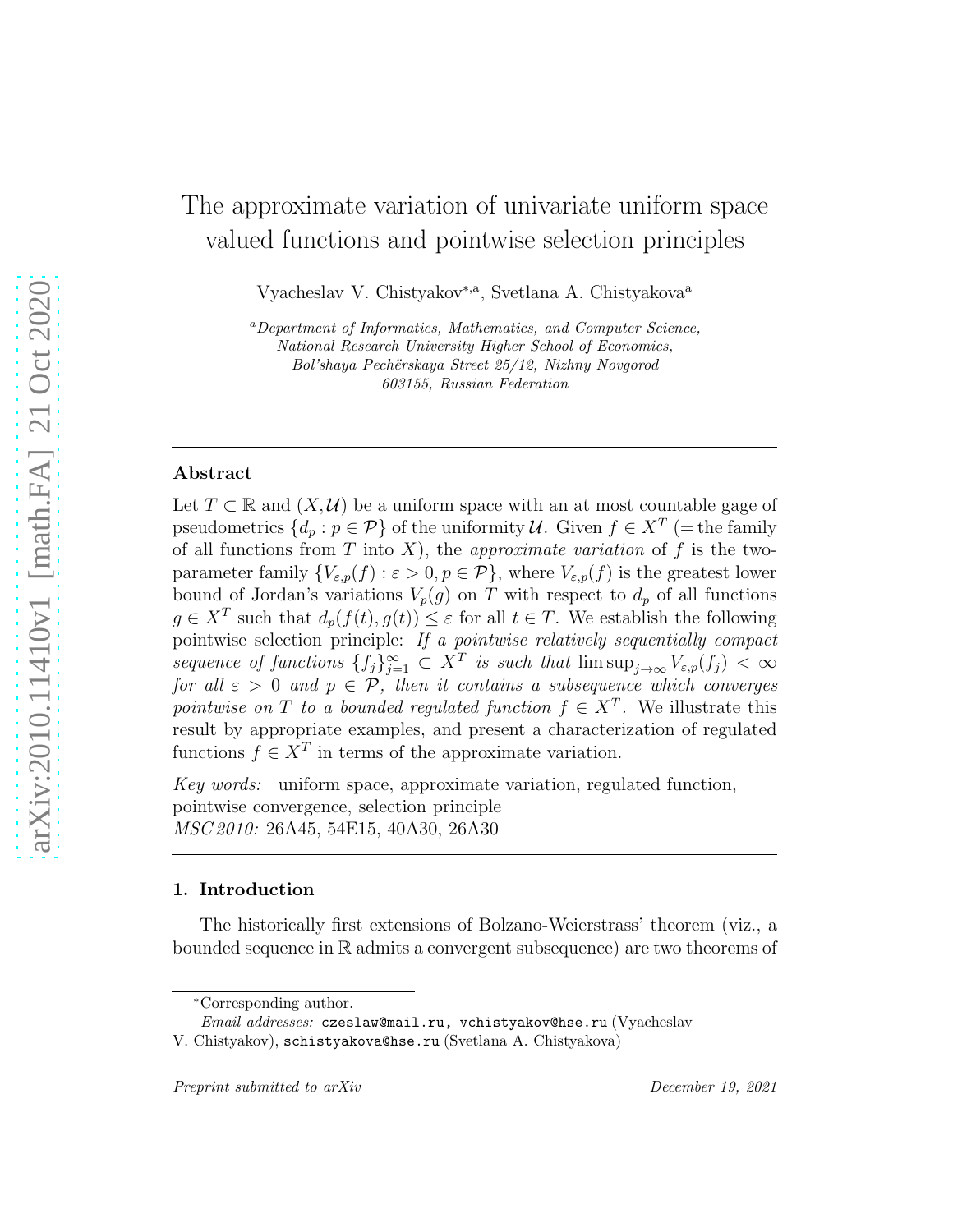# The approximate variation of univariate uniform space valued functions and pointwise selection principles

Vyacheslav V. Chistyakov[\*,a], Svetlana A. Chistyakova[a]

[a] *Department of Informatics, Mathematics, and Computer Science, National Research University Higher School of Economics, Bol'shaya Pechërskaya Street 25/12, Nizhny Novgorod 603155, Russian Federation*

---

## Abstract

Let $T \subset \mathbb{R}$ and $(X,\mathcal{U})$ be a uniform space with an at most countable gage of pseudometrics $\{d_p : p \in \mathcal{P}\}$ of the uniformity $\mathcal{U}$. Given $f \in X^T$ (= the family of all functions from $T$ into $X$), the *approximate variation* of $f$ is the two-parameter family $\{V_{\varepsilon,p}(f) : \varepsilon > 0, p \in \mathcal{P}\}$, where $V_{\varepsilon,p}(f)$ is the greatest lower bound of Jordan's variations $V_p(g)$ on $T$ with respect to $d_p$ of all functions $g \in X^T$ such that $d_p(f(t), g(t)) \le \varepsilon$ for all $t \in T$. We establish the following pointwise selection principle: *If a pointwise relatively sequentially compact sequence of functions $\{f_j\}_{j=1}^{\infty} \subset X^T$ is such that $\limsup_{j\to\infty} V_{\varepsilon,p}(f_j) < \infty$ for all $\varepsilon > 0$ and $p \in \mathcal{P}$, then it contains a subsequence which converges pointwise on $T$ to a bounded regulated function $f \in X^T$.* We illustrate this result by appropriate examples, and present a characterization of regulated functions $f \in X^T$ in terms of the approximate variation.

*Key words:* uniform space, approximate variation, regulated function, pointwise convergence, selection principle

*MSC 2010:* 26A45, 54E15, 40A30, 26A30

---

## 1. Introduction

The historically first extensions of Bolzano-Weierstrass' theorem (viz., a bounded sequence in $\mathbb{R}$ admits a convergent subsequence) are two theorems of

---

\*Corresponding author.

*Email addresses:* czeslaw@mail.ru, vchistyakov@hse.ru (Vyacheslav V. Chistyakov), schistyakova@hse.ru (Svetlana A. Chistyakova)

*Preprint submitted to arXiv* December 19, 2021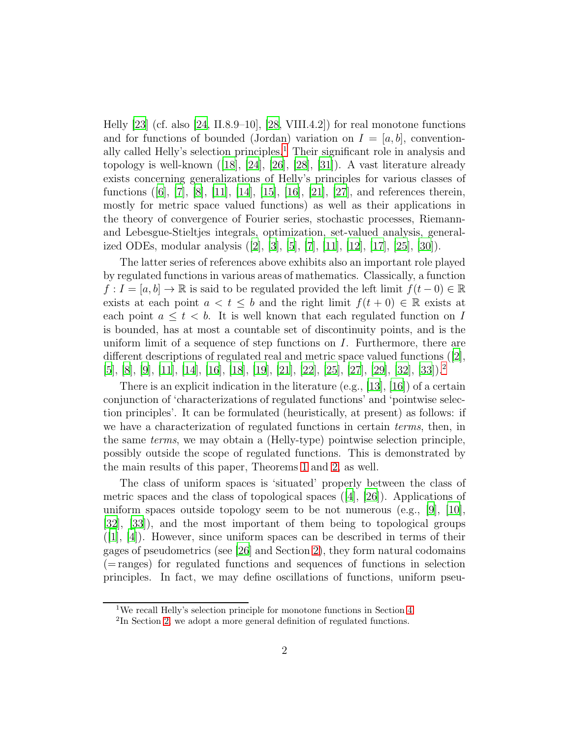Helly [23] (cf. also [24, II.8.9–10], [28, VIII.4.2]) for real monotone functions and for functions of bounded (Jordan) variation on $I = [a, b]$, conventionally called Helly's selection principles.[1] Their significant role in analysis and topology is well-known ([18], [24], [26], [28], [31]). A vast literature already exists concerning generalizations of Helly's principles for various classes of functions ([6], [7], [8], [11], [14], [15], [16], [21], [27], and references therein, mostly for metric space valued functions) as well as their applications in the theory of convergence of Fourier series, stochastic processes, Riemann- and Lebesgue-Stieltjes integrals, optimization, set-valued analysis, generalized ODEs, modular analysis ([2], [3], [5], [7], [11], [12], [17], [25], [30]).

The latter series of references above exhibits also an important role played by regulated functions in various areas of mathematics. Classically, a function $f : I = [a, b] \to \mathbb{R}$ is said to be regulated provided the left limit $f(t-0) \in \mathbb{R}$ exists at each point $a < t \le b$ and the right limit $f(t+0) \in \mathbb{R}$ exists at each point $a \le t < b$. It is well known that each regulated function on $I$ is bounded, has at most a countable set of discontinuity points, and is the uniform limit of a sequence of step functions on $I$. Furthermore, there are different descriptions of regulated real and metric space valued functions ([2], [5], [8], [9], [11], [14], [16], [18], [19], [21], [22], [25], [27], [29], [32], [33]).[2]

There is an explicit indication in the literature (e.g., [13], [16]) of a certain conjunction of 'characterizations of regulated functions' and 'pointwise selection principles'. It can be formulated (heuristically, at present) as follows: if we have a characterization of regulated functions in certain *terms*, then, in the same *terms*, we may obtain a (Helly-type) pointwise selection principle, possibly outside the scope of regulated functions. This is demonstrated by the main results of this paper, Theorems 1 and 2, as well.

The class of uniform spaces is 'situated' properly between the class of metric spaces and the class of topological spaces ([4], [26]). Applications of uniform spaces outside topology seem to be not numerous (e.g., [9], [10], [32], [33]), and the most important of them being to topological groups ([1], [4]). However, since uniform spaces can be described in terms of their gages of pseudometrics (see [26] and Section 2), they form natural codomains (= ranges) for regulated functions and sequences of functions in selection principles. In fact, we may define oscillations of functions, uniform pseu-

---

[1] We recall Helly's selection principle for monotone functions in Section 4.

[2] In Section 2, we adopt a more general definition of regulated functions.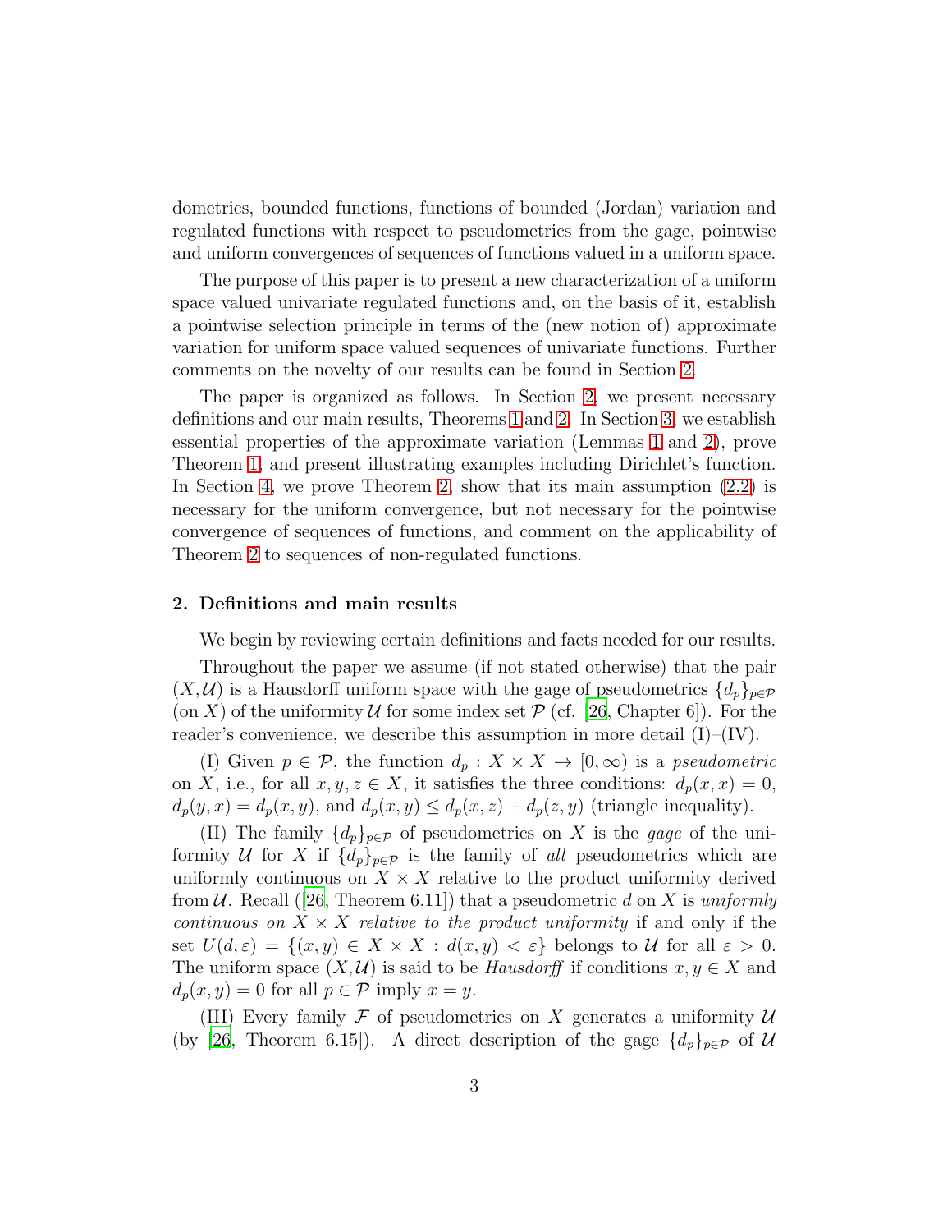dometrics, bounded functions, functions of bounded (Jordan) variation and regulated functions with respect to pseudometrics from the gage, pointwise and uniform convergences of sequences of functions valued in a uniform space.

The purpose of this paper is to present a new characterization of a uniform space valued univariate regulated functions and, on the basis of it, establish a pointwise selection principle in terms of the (new notion of) approximate variation for uniform space valued sequences of univariate functions. Further comments on the novelty of our results can be found in Section 2.

The paper is organized as follows. In Section 2, we present necessary definitions and our main results, Theorems 1 and 2. In Section 3, we establish essential properties of the approximate variation (Lemmas 1 and 2), prove Theorem 1, and present illustrating examples including Dirichlet's function. In Section 4, we prove Theorem 2, show that its main assumption (2.2) is necessary for the uniform convergence, but not necessary for the pointwise convergence of sequences of functions, and comment on the applicability of Theorem 2 to sequences of non-regulated functions.

## 2. Definitions and main results

We begin by reviewing certain definitions and facts needed for our results.

Throughout the paper we assume (if not stated otherwise) that the pair $(X, \mathcal{U})$ is a Hausdorff uniform space with the gage of pseudometrics $\{d_p\}_{p\in\mathcal{P}}$ (on $X$) of the uniformity $\mathcal{U}$ for some index set $\mathcal{P}$ (cf. [26, Chapter 6]). For the reader's convenience, we describe this assumption in more detail (I)–(IV).

(I) Given $p \in \mathcal{P}$, the function $d_p : X \times X \to [0, \infty)$ is a *pseudometric* on $X$, i.e., for all $x, y, z \in X$, it satisfies the three conditions: $d_p(x, x) = 0$, $d_p(y, x) = d_p(x, y)$, and $d_p(x, y) \le d_p(x, z) + d_p(z, y)$ (triangle inequality).

(II) The family $\{d_p\}_{p\in\mathcal{P}}$ of pseudometrics on $X$ is the *gage* of the uniformity $\mathcal{U}$ for $X$ if $\{d_p\}_{p\in\mathcal{P}}$ is the family of *all* pseudometrics which are uniformly continuous on $X \times X$ relative to the product uniformity derived from $\mathcal{U}$. Recall ([26, Theorem 6.11]) that a pseudometric $d$ on $X$ is *uniformly continuous on $X \times X$ relative to the product uniformity* if and only if the set $U(d, \varepsilon) = \{(x, y) \in X \times X : d(x, y) < \varepsilon\}$ belongs to $\mathcal{U}$ for all $\varepsilon > 0$. The uniform space $(X, \mathcal{U})$ is said to be *Hausdorff* if conditions $x, y \in X$ and $d_p(x, y) = 0$ for all $p \in \mathcal{P}$ imply $x = y$.

(III) Every family $\mathcal{F}$ of pseudometrics on $X$ generates a uniformity $\mathcal{U}$ (by [26, Theorem 6.15]). A direct description of the gage $\{d_p\}_{p\in\mathcal{P}}$ of $\mathcal{U}$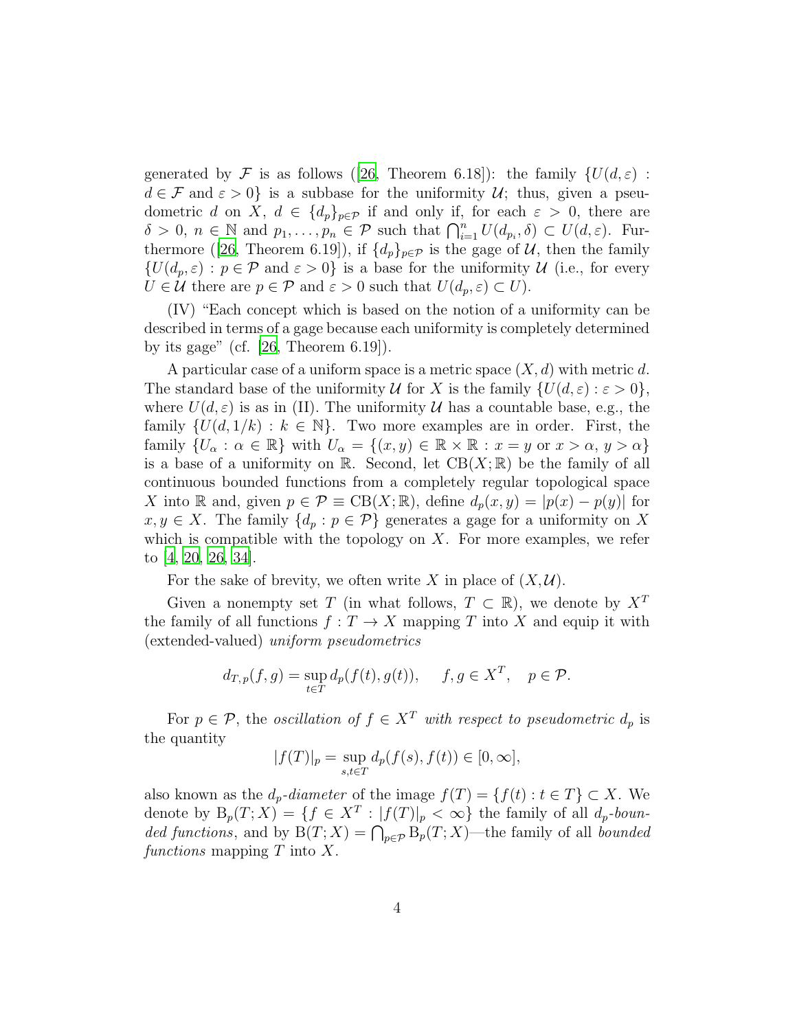generated by $\mathcal{F}$ is as follows ([26, Theorem 6.18]): the family $\{U(d,\varepsilon) : d\in\mathcal{F} \text{ and } \varepsilon>0\}$ is a subbase for the uniformity $\mathcal{U}$; thus, given a pseudometric $d$ on $X$, $d\in\{d_p\}_{p\in\mathcal{P}}$ if and only if, for each $\varepsilon>0$, there are $\delta>0$, $n\in\mathbb{N}$ and $p_1,\dots,p_n\in\mathcal{P}$ such that $\bigcap_{i=1}^n U(d_{p_i},\delta)\subset U(d,\varepsilon)$. Furthermore ([26, Theorem 6.19]), if $\{d_p\}_{p\in\mathcal{P}}$ is the gage of $\mathcal{U}$, then the family $\{U(d_p,\varepsilon) : p\in\mathcal{P} \text{ and } \varepsilon>0\}$ is a base for the uniformity $\mathcal{U}$ (i.e., for every $U\in\mathcal{U}$ there are $p\in\mathcal{P}$ and $\varepsilon>0$ such that $U(d_p,\varepsilon)\subset U$).

(IV) "Each concept which is based on the notion of a uniformity can be described in terms of a gage because each uniformity is completely determined by its gage" (cf. [26, Theorem 6.19]).

A particular case of a uniform space is a metric space $(X,d)$ with metric $d$. The standard base of the uniformity $\mathcal{U}$ for $X$ is the family $\{U(d,\varepsilon):\varepsilon>0\}$, where $U(d,\varepsilon)$ is as in (II). The uniformity $\mathcal{U}$ has a countable base, e.g., the family $\{U(d,1/k):k\in\mathbb{N}\}$. Two more examples are in order. First, the family $\{U_\alpha:\alpha\in\mathbb{R}\}$ with $U_\alpha=\{(x,y)\in\mathbb{R}\times\mathbb{R} : x=y \text{ or } x>\alpha,\, y>\alpha\}$ is a base of a uniformity on $\mathbb{R}$. Second, let $\mathrm{CB}(X;\mathbb{R})$ be the family of all continuous bounded functions from a completely regular topological space $X$ into $\mathbb{R}$ and, given $p\in\mathcal{P}\equiv\mathrm{CB}(X;\mathbb{R})$, define $d_p(x,y)=|p(x)-p(y)|$ for $x,y\in X$. The family $\{d_p:p\in\mathcal{P}\}$ generates a gage for a uniformity on $X$ which is compatible with the topology on $X$. For more examples, we refer to [4, 20, 26, 34].

For the sake of brevity, we often write $X$ in place of $(X,\mathcal{U})$.

Given a nonempty set $T$ (in what follows, $T\subset\mathbb{R}$), we denote by $X^T$ the family of all functions $f:T\to X$ mapping $T$ into $X$ and equip it with (extended-valued) *uniform pseudometrics*

$$d_{T,p}(f,g)=\sup_{t\in T} d_p(f(t),g(t)),\qquad f,g\in X^T,\quad p\in\mathcal{P}.$$

For $p\in\mathcal{P}$, the *oscillation of $f\in X^T$ with respect to pseudometric $d_p$* is the quantity

$$|f(T)|_p=\sup_{s,t\in T} d_p(f(s),f(t))\in[0,\infty],$$

also known as the *$d_p$-diameter* of the image $f(T)=\{f(t):t\in T\}\subset X$. We denote by $\mathrm{B}_p(T;X)=\{f\in X^T : |f(T)|_p<\infty\}$ the family of all *$d_p$-bounded functions*, and by $\mathrm{B}(T;X)=\bigcap_{p\in\mathcal{P}}\mathrm{B}_p(T;X)$—the family of all *bounded functions* mapping $T$ into $X$.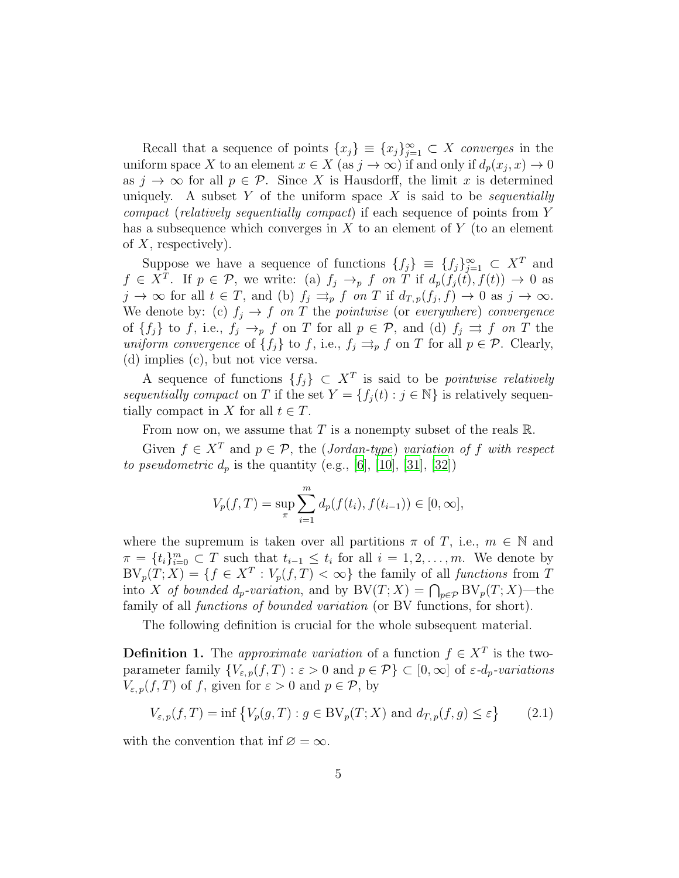Recall that a sequence of points $\{x_j\} \equiv \{x_j\}_{j=1}^{\infty} \subset X$ *converges* in the uniform space $X$ to an element $x \in X$ (as $j \to \infty$) if and only if $d_p(x_j, x) \to 0$ as $j \to \infty$ for all $p \in \mathcal{P}$. Since $X$ is Hausdorff, the limit $x$ is determined uniquely. A subset $Y$ of the uniform space $X$ is said to be *sequentially compact* (*relatively sequentially compact*) if each sequence of points from $Y$ has a subsequence which converges in $X$ to an element of $Y$ (to an element of $X$, respectively).

Suppose we have a sequence of functions $\{f_j\} \equiv \{f_j\}_{j=1}^{\infty} \subset X^T$ and $f \in X^T$. If $p \in \mathcal{P}$, we write: (a) $f_j \to_p f$ *on* $T$ if $d_p(f_j(t), f(t)) \to 0$ as $j \to \infty$ for all $t \in T$, and (b) $f_j \rightrightarrows_p f$ *on* $T$ if $d_{T,p}(f_j, f) \to 0$ as $j \to \infty$. We denote by: (c) $f_j \to f$ *on* $T$ the *pointwise* (or *everywhere*) *convergence* of $\{f_j\}$ to $f$, i.e., $f_j \to_p f$ on $T$ for all $p \in \mathcal{P}$, and (d) $f_j \rightrightarrows f$ *on* $T$ the *uniform convergence* of $\{f_j\}$ to $f$, i.e., $f_j \rightrightarrows_p f$ on $T$ for all $p \in \mathcal{P}$. Clearly, (d) implies (c), but not vice versa.

A sequence of functions $\{f_j\} \subset X^T$ is said to be *pointwise relatively sequentially compact* on $T$ if the set $Y = \{f_j(t) : j \in \mathbb{N}\}$ is relatively sequentially compact in $X$ for all $t \in T$.

From now on, we assume that $T$ is a nonempty subset of the reals $\mathbb{R}$.

Given $f \in X^T$ and $p \in \mathcal{P}$, the (*Jordan-type*) *variation of* $f$ *with respect to pseudometric* $d_p$ is the quantity (e.g., [6], [10], [31], [32])

$$V_p(f, T) = \sup_{\pi} \sum_{i=1}^{m} d_p(f(t_i), f(t_{i-1})) \in [0, \infty],$$

where the supremum is taken over all partitions $\pi$ of $T$, i.e., $m \in \mathbb{N}$ and $\pi = \{t_i\}_{i=0}^{m} \subset T$ such that $t_{i-1} \le t_i$ for all $i = 1, 2, \ldots, m$. We denote by $\mathrm{BV}_p(T; X) = \{f \in X^T : V_p(f, T) < \infty\}$ the family of all *functions* from $T$ into $X$ *of bounded $d_p$-variation*, and by $\mathrm{BV}(T; X) = \bigcap_{p \in \mathcal{P}} \mathrm{BV}_p(T; X)$—the family of all *functions of bounded variation* (or BV functions, for short).

The following definition is crucial for the whole subsequent material.

**Definition 1.** The *approximate variation* of a function $f \in X^T$ is the two-parameter family $\{V_{\varepsilon,p}(f, T) : \varepsilon > 0 \text{ and } p \in \mathcal{P}\} \subset [0, \infty]$ of *$\varepsilon$-$d_p$-variations* $V_{\varepsilon,p}(f, T)$ of $f$, given for $\varepsilon > 0$ and $p \in \mathcal{P}$, by

$$V_{\varepsilon,p}(f, T) = \inf\big\{V_p(g, T) : g \in \mathrm{BV}_p(T; X) \text{ and } d_{T,p}(f, g) \le \varepsilon\big\} \tag{2.1}$$

with the convention that $\inf \varnothing = \infty$.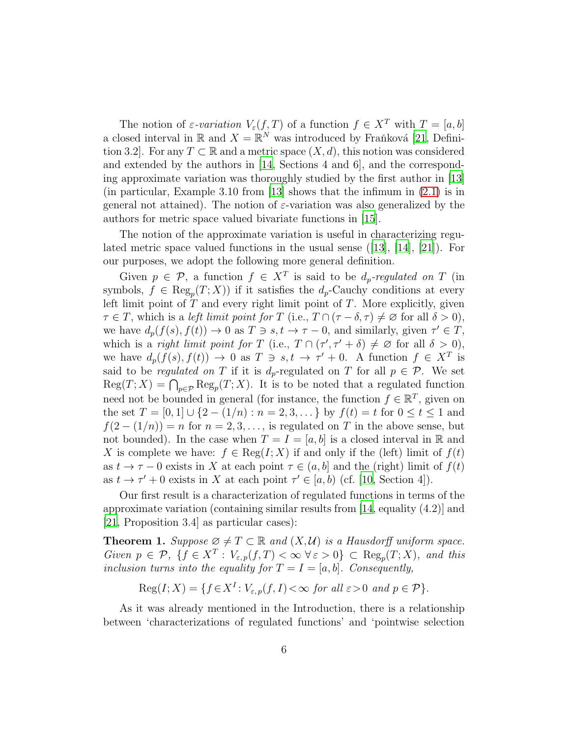The notion of *ε-variation* $V_\varepsilon(f,T)$ of a function $f\in X^T$ with $T=[a,b]$ a closed interval in $\mathbb{R}$ and $X=\mathbb{R}^N$ was introduced by Fraňková [21, Definition 3.2]. For any $T\subset\mathbb{R}$ and a metric space $(X,d)$, this notion was considered and extended by the authors in [14, Sections 4 and 6], and the corresponding approximate variation was thoroughly studied by the first author in [13] (in particular, Example 3.10 from [13] shows that the infimum in (2.1) is in general not attained). The notion of $\varepsilon$-variation was also generalized by the authors for metric space valued bivariate functions in [15].

The notion of the approximate variation is useful in characterizing regulated metric space valued functions in the usual sense ([13], [14], [21]). For our purposes, we adopt the following more general definition.

Given $p\in\mathcal{P}$, a function $f\in X^T$ is said to be *$d_p$-regulated on* $T$ (in symbols, $f\in\mathrm{Reg}_p(T;X)$) if it satisfies the $d_p$-Cauchy conditions at every left limit point of $T$ and every right limit point of $T$. More explicitly, given $\tau\in T$, which is a *left limit point for* $T$ (i.e., $T\cap(\tau-\delta,\tau)\neq\varnothing$ for all $\delta>0$), we have $d_p(f(s),f(t))\to 0$ as $T\ni s,t\to\tau-0$, and similarly, given $\tau'\in T$, which is a *right limit point for* $T$ (i.e., $T\cap(\tau',\tau'+\delta)\neq\varnothing$ for all $\delta>0$), we have $d_p(f(s),f(t))\to 0$ as $T\ni s,t\to\tau'+0$. A function $f\in X^T$ is said to be *regulated on* $T$ if it is $d_p$-regulated on $T$ for all $p\in\mathcal{P}$. We set $\mathrm{Reg}(T;X)=\bigcap_{p\in\mathcal{P}}\mathrm{Reg}_p(T;X)$. It is to be noted that a regulated function need not be bounded in general (for instance, the function $f\in\mathbb{R}^T$, given on the set $T=[0,1]\cup\{2-(1/n):n=2,3,\dots\}$ by $f(t)=t$ for $0\le t\le 1$ and $f(2-(1/n))=n$ for $n=2,3,\dots$, is regulated on $T$ in the above sense, but not bounded). In the case when $T=I=[a,b]$ is a closed interval in $\mathbb{R}$ and $X$ is complete we have: $f\in\mathrm{Reg}(I;X)$ if and only if the (left) limit of $f(t)$ as $t\to\tau-0$ exists in $X$ at each point $\tau\in(a,b]$ and the (right) limit of $f(t)$ as $t\to\tau'+0$ exists in $X$ at each point $\tau'\in[a,b)$ (cf. [10, Section 4]).

Our first result is a characterization of regulated functions in terms of the approximate variation (containing similar results from [14, equality (4.2)] and [21, Proposition 3.4] as particular cases):

**Theorem 1.** *Suppose $\varnothing\neq T\subset\mathbb{R}$ and $(X,\mathcal{U})$ is a Hausdorff uniform space. Given $p\in\mathcal{P}$, $\{f\in X^T: V_{\varepsilon,p}(f,T)<\infty\ \forall\,\varepsilon>0\}\subset\mathrm{Reg}_p(T;X)$, and this inclusion turns into the equality for $T=I=[a,b]$. Consequently,*

$$\mathrm{Reg}(I;X)=\{f\in X^I: V_{\varepsilon,p}(f,I)<\infty \text{ for all } \varepsilon>0 \text{ and } p\in\mathcal{P}\}.$$

As it was already mentioned in the Introduction, there is a relationship between 'characterizations of regulated functions' and 'pointwise selection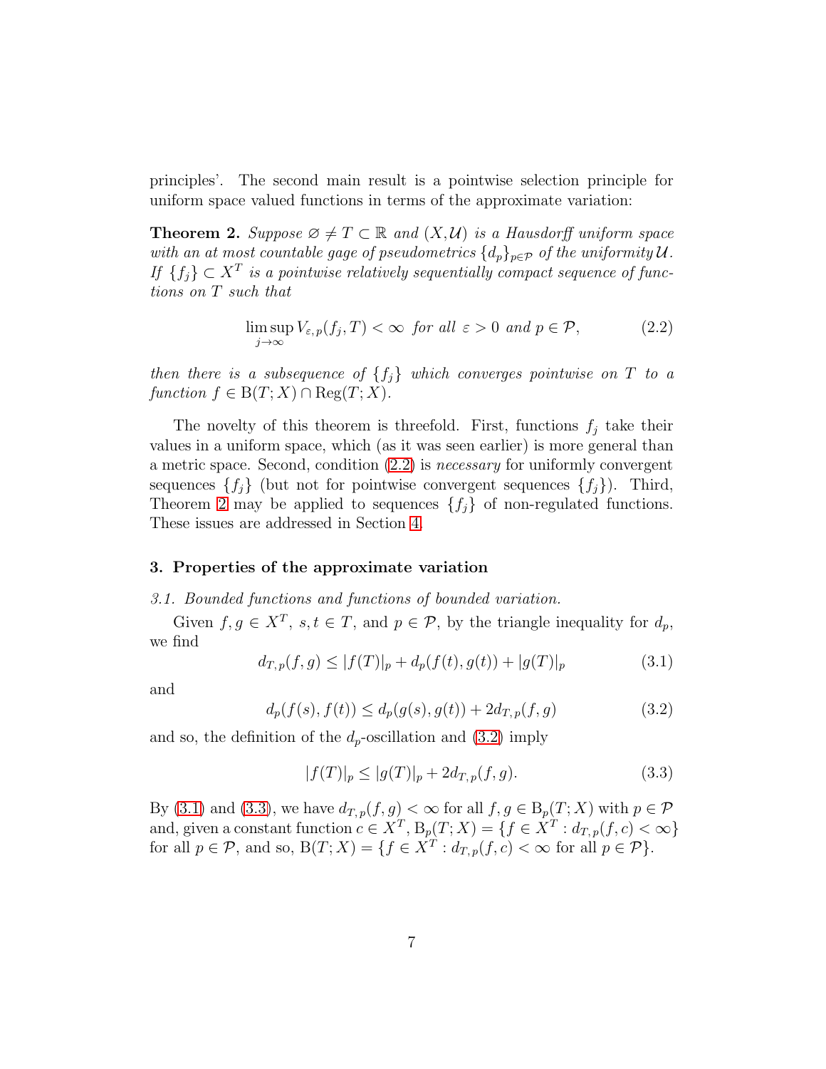principles'. The second main result is a pointwise selection principle for uniform space valued functions in terms of the approximate variation:

**Theorem 2.** *Suppose $\varnothing \neq T \subset \mathbb{R}$ and $(X, \mathcal{U})$ is a Hausdorff uniform space with an at most countable gage of pseudometrics $\{d_p\}_{p\in\mathcal{P}}$ of the uniformity $\mathcal{U}$. If $\{f_j\} \subset X^T$ is a pointwise relatively sequentially compact sequence of functions on $T$ such that*

$$\limsup_{j\to\infty} V_{\varepsilon,p}(f_j, T) < \infty \ \text{ for all } \varepsilon > 0 \text{ and } p \in \mathcal{P}, \tag{2.2}$$

*then there is a subsequence of $\{f_j\}$ which converges pointwise on $T$ to a function $f \in \mathrm{B}(T; X) \cap \mathrm{Reg}(T; X)$.*

The novelty of this theorem is threefold. First, functions $f_j$ take their values in a uniform space, which (as it was seen earlier) is more general than a metric space. Second, condition (2.2) is *necessary* for uniformly convergent sequences $\{f_j\}$ (but not for pointwise convergent sequences $\{f_j\}$). Third, Theorem 2 may be applied to sequences $\{f_j\}$ of non-regulated functions. These issues are addressed in Section 4.

## 3. Properties of the approximate variation

*3.1. Bounded functions and functions of bounded variation.*

Given $f, g \in X^T$, $s, t \in T$, and $p \in \mathcal{P}$, by the triangle inequality for $d_p$, we find

$$d_{T,p}(f, g) \leq |f(T)|_p + d_p(f(t), g(t)) + |g(T)|_p \tag{3.1}$$

and

$$d_p(f(s), f(t)) \leq d_p(g(s), g(t)) + 2d_{T,p}(f, g) \tag{3.2}$$

and so, the definition of the $d_p$-oscillation and (3.2) imply

$$|f(T)|_p \leq |g(T)|_p + 2d_{T,p}(f, g). \tag{3.3}$$

By (3.1) and (3.3), we have $d_{T,p}(f, g) < \infty$ for all $f, g \in \mathrm{B}_p(T; X)$ with $p \in \mathcal{P}$ and, given a constant function $c \in X^T$, $\mathrm{B}_p(T; X) = \{f \in X^T : d_{T,p}(f, c) < \infty\}$ for all $p \in \mathcal{P}$, and so, $\mathrm{B}(T; X) = \{f \in X^T : d_{T,p}(f, c) < \infty \text{ for all } p \in \mathcal{P}\}$.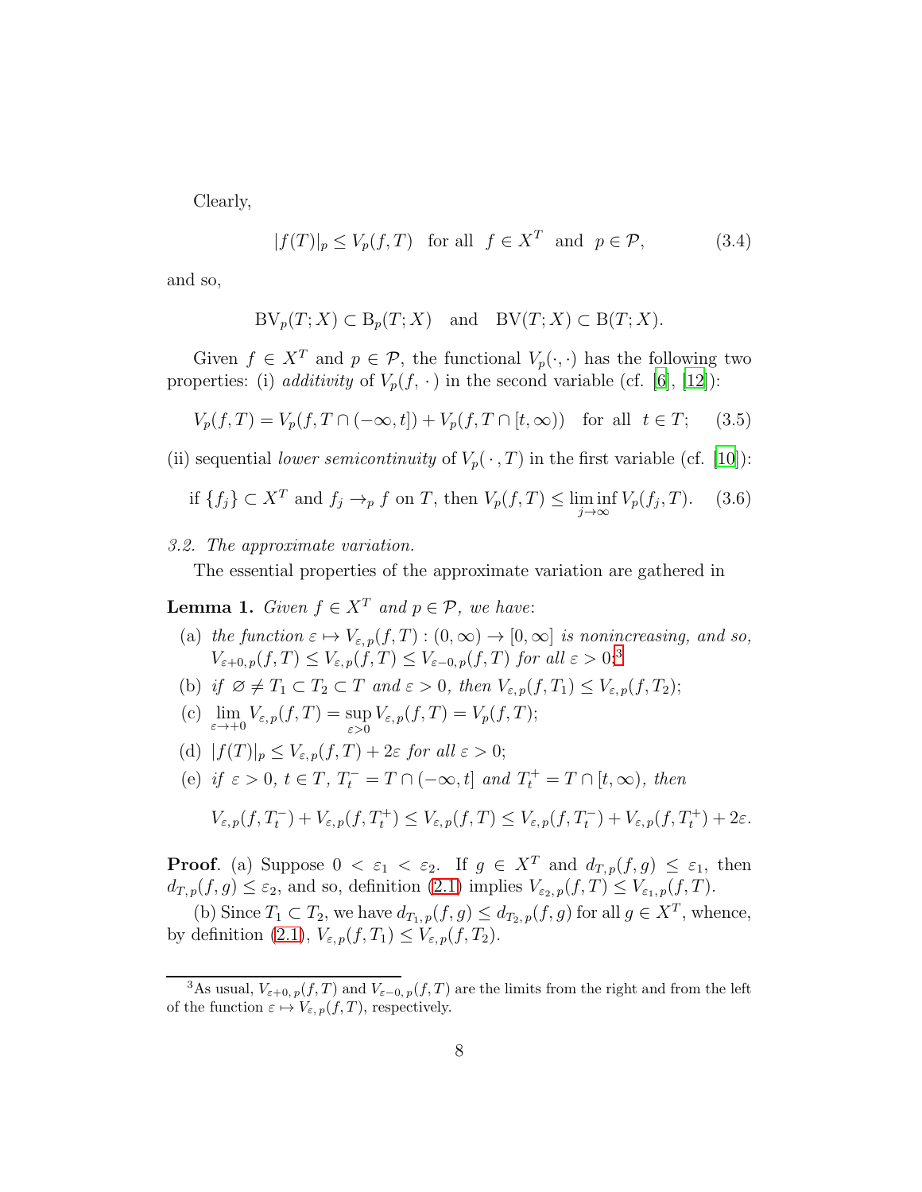Clearly,

$$|f(T)|_p \le V_p(f,T) \quad \text{for all} \quad f \in X^T \quad \text{and} \quad p \in \mathcal{P}, \tag{3.4}$$

and so,

$$\mathrm{BV}_p(T;X) \subset \mathrm{B}_p(T;X) \quad \text{and} \quad \mathrm{BV}(T;X) \subset \mathrm{B}(T;X).$$

Given $f \in X^T$ and $p \in \mathcal{P}$, the functional $V_p(\cdot,\cdot)$ has the following two properties: (i) *additivity* of $V_p(f,\cdot)$ in the second variable (cf. [6], [12]):

$$V_p(f,T) = V_p(f, T\cap(-\infty,t]) + V_p(f, T\cap[t,\infty)) \quad \text{for all} \quad t \in T; \tag{3.5}$$

(ii) sequential *lower semicontinuity* of $V_p(\cdot,T)$ in the first variable (cf. [10]):

$$\text{if } \{f_j\} \subset X^T \text{ and } f_j \to_p f \text{ on } T, \text{ then } V_p(f,T) \le \liminf_{j\to\infty} V_p(f_j,T). \tag{3.6}$$

*3.2. The approximate variation.*

The essential properties of the approximate variation are gathered in

**Lemma 1.** *Given $f \in X^T$ and $p \in \mathcal{P}$, we have*:

- (a) *the function $\varepsilon \mapsto V_{\varepsilon,p}(f,T) : (0,\infty) \to [0,\infty]$ is nonincreasing, and so, $V_{\varepsilon+0,p}(f,T) \le V_{\varepsilon,p}(f,T) \le V_{\varepsilon-0,p}(f,T)$ for all $\varepsilon > 0$*;[3]
- (b) *if $\varnothing \ne T_1 \subset T_2 \subset T$ and $\varepsilon > 0$, then $V_{\varepsilon,p}(f,T_1) \le V_{\varepsilon,p}(f,T_2)$*;
- (c) $\displaystyle\lim_{\varepsilon\to+0} V_{\varepsilon,p}(f,T) = \sup_{\varepsilon>0} V_{\varepsilon,p}(f,T) = V_p(f,T)$;
- (d) *$|f(T)|_p \le V_{\varepsilon,p}(f,T) + 2\varepsilon$ for all $\varepsilon > 0$*;
- (e) *if $\varepsilon > 0$, $t \in T$, $T_t^- = T\cap(-\infty,t]$ and $T_t^+ = T\cap[t,\infty)$, then*

$$V_{\varepsilon,p}(f,T_t^-) + V_{\varepsilon,p}(f,T_t^+) \le V_{\varepsilon,p}(f,T) \le V_{\varepsilon,p}(f,T_t^-) + V_{\varepsilon,p}(f,T_t^+) + 2\varepsilon.$$

**Proof**. (a) Suppose $0 < \varepsilon_1 < \varepsilon_2$. If $g \in X^T$ and $d_{T,p}(f,g) \le \varepsilon_1$, then $d_{T,p}(f,g) \le \varepsilon_2$, and so, definition (2.1) implies $V_{\varepsilon_2,p}(f,T) \le V_{\varepsilon_1,p}(f,T)$.

(b) Since $T_1 \subset T_2$, we have $d_{T_1,p}(f,g) \le d_{T_2,p}(f,g)$ for all $g \in X^T$, whence, by definition (2.1), $V_{\varepsilon,p}(f,T_1) \le V_{\varepsilon,p}(f,T_2)$.

---

[3] As usual, $V_{\varepsilon+0,p}(f,T)$ and $V_{\varepsilon-0,p}(f,T)$ are the limits from the right and from the left of the function $\varepsilon \mapsto V_{\varepsilon,p}(f,T)$, respectively.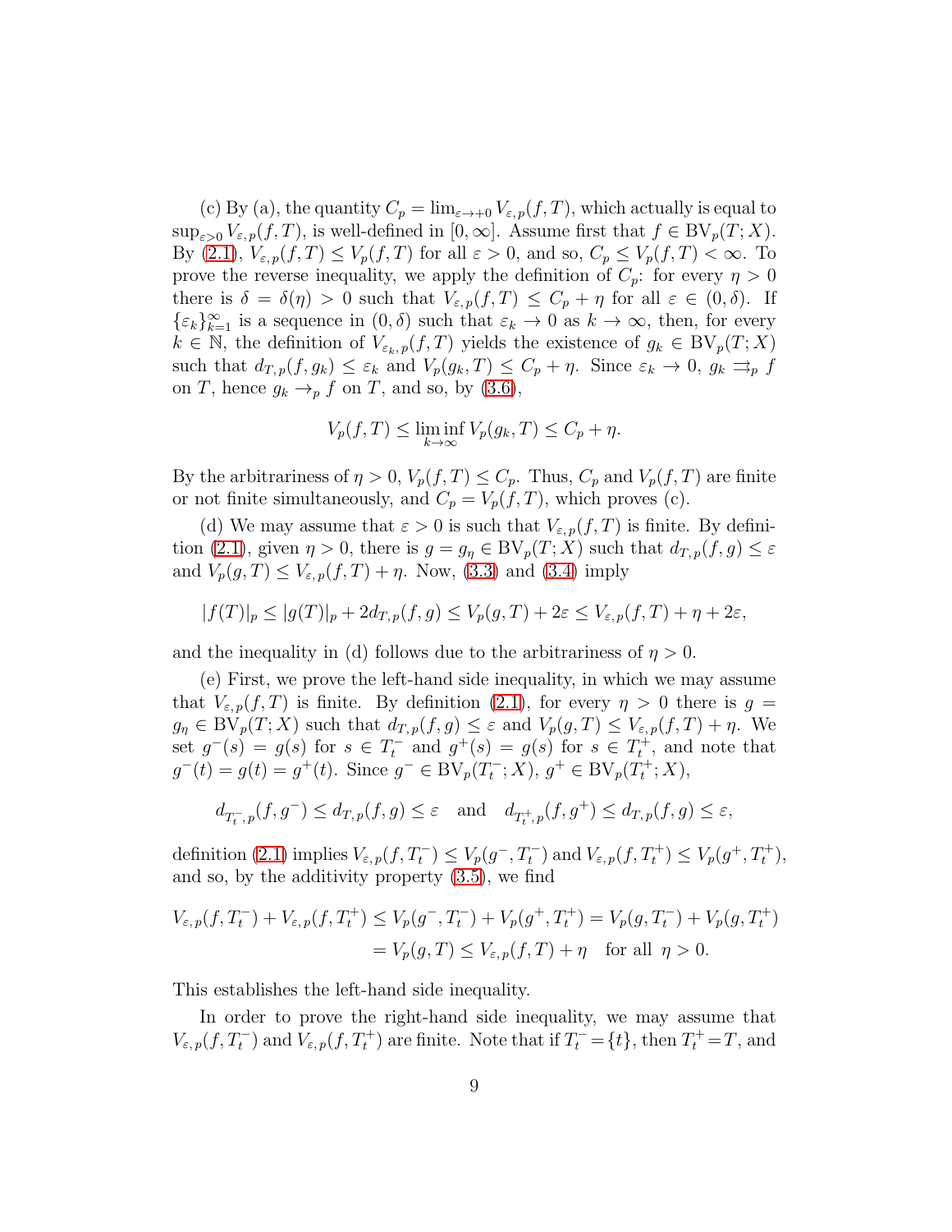(c) By (a), the quantity $C_p = \lim_{\varepsilon \to +0} V_{\varepsilon,p}(f,T)$, which actually is equal to $\sup_{\varepsilon>0} V_{\varepsilon,p}(f,T)$, is well-defined in $[0,\infty]$. Assume first that $f \in \mathrm{BV}_p(T;X)$. By (2.1), $V_{\varepsilon,p}(f,T) \le V_p(f,T)$ for all $\varepsilon > 0$, and so, $C_p \le V_p(f,T) < \infty$. To prove the reverse inequality, we apply the definition of $C_p$: for every $\eta > 0$ there is $\delta = \delta(\eta) > 0$ such that $V_{\varepsilon,p}(f,T) \le C_p + \eta$ for all $\varepsilon \in (0,\delta)$. If $\{\varepsilon_k\}_{k=1}^\infty$ is a sequence in $(0,\delta)$ such that $\varepsilon_k \to 0$ as $k \to \infty$, then, for every $k \in \mathbb{N}$, the definition of $V_{\varepsilon_k,p}(f,T)$ yields the existence of $g_k \in \mathrm{BV}_p(T;X)$ such that $d_{T,p}(f,g_k) \le \varepsilon_k$ and $V_p(g_k,T) \le C_p + \eta$. Since $\varepsilon_k \to 0$, $g_k \rightrightarrows_p f$ on $T$, hence $g_k \to_p f$ on $T$, and so, by (3.6),

$$V_p(f,T) \le \liminf_{k\to\infty} V_p(g_k,T) \le C_p + \eta.$$

By the arbitrariness of $\eta > 0$, $V_p(f,T) \le C_p$. Thus, $C_p$ and $V_p(f,T)$ are finite or not finite simultaneously, and $C_p = V_p(f,T)$, which proves (c).

(d) We may assume that $\varepsilon > 0$ is such that $V_{\varepsilon,p}(f,T)$ is finite. By definition (2.1), given $\eta > 0$, there is $g = g_\eta \in \mathrm{BV}_p(T;X)$ such that $d_{T,p}(f,g) \le \varepsilon$ and $V_p(g,T) \le V_{\varepsilon,p}(f,T) + \eta$. Now, (3.3) and (3.4) imply

$$|f(T)|_p \le |g(T)|_p + 2d_{T,p}(f,g) \le V_p(g,T) + 2\varepsilon \le V_{\varepsilon,p}(f,T) + \eta + 2\varepsilon,$$

and the inequality in (d) follows due to the arbitrariness of $\eta > 0$.

(e) First, we prove the left-hand side inequality, in which we may assume that $V_{\varepsilon,p}(f,T)$ is finite. By definition (2.1), for every $\eta > 0$ there is $g = g_\eta \in \mathrm{BV}_p(T;X)$ such that $d_{T,p}(f,g) \le \varepsilon$ and $V_p(g,T) \le V_{\varepsilon,p}(f,T) + \eta$. We set $g^-(s) = g(s)$ for $s \in T_t^-$ and $g^+(s) = g(s)$ for $s \in T_t^+$, and note that $g^-(t) = g(t) = g^+(t)$. Since $g^- \in \mathrm{BV}_p(T_t^-;X)$, $g^+ \in \mathrm{BV}_p(T_t^+;X)$,

$$d_{T_t^-,p}(f,g^-) \le d_{T,p}(f,g) \le \varepsilon \quad \text{and} \quad d_{T_t^+,p}(f,g^+) \le d_{T,p}(f,g) \le \varepsilon,$$

definition (2.1) implies $V_{\varepsilon,p}(f,T_t^-) \le V_p(g^-,T_t^-)$ and $V_{\varepsilon,p}(f,T_t^+) \le V_p(g^+,T_t^+)$, and so, by the additivity property (3.5), we find

$$\begin{aligned} V_{\varepsilon,p}(f,T_t^-) + V_{\varepsilon,p}(f,T_t^+) &\le V_p(g^-,T_t^-) + V_p(g^+,T_t^+) = V_p(g,T_t^-) + V_p(g,T_t^+) \\ &= V_p(g,T) \le V_{\varepsilon,p}(f,T) + \eta \quad \text{for all } \eta > 0. \end{aligned}$$

This establishes the left-hand side inequality.

In order to prove the right-hand side inequality, we may assume that $V_{\varepsilon,p}(f,T_t^-)$ and $V_{\varepsilon,p}(f,T_t^+)$ are finite. Note that if $T_t^- = \{t\}$, then $T_t^+ = T$, and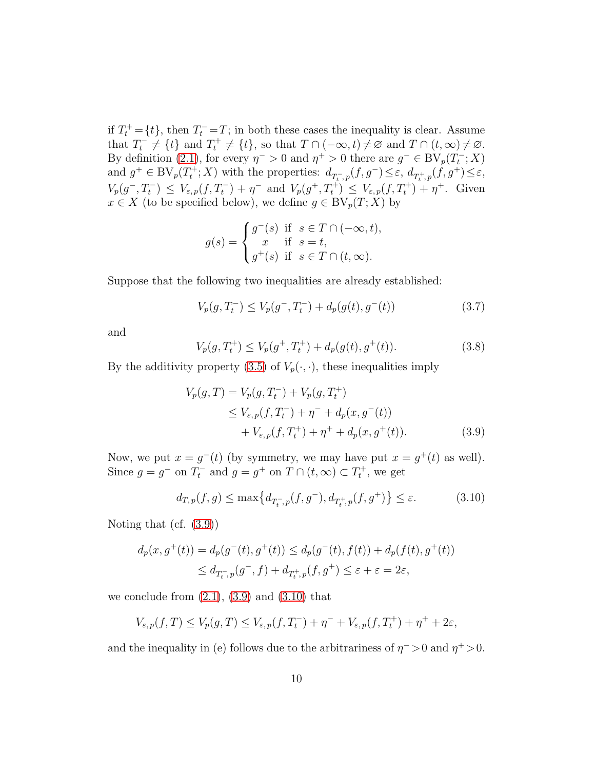if $T_t^+ = \{t\}$, then $T_t^- = T$; in both these cases the inequality is clear. Assume that $T_t^- \neq \{t\}$ and $T_t^+ \neq \{t\}$, so that $T \cap (-\infty, t) \neq \varnothing$ and $T \cap (t, \infty) \neq \varnothing$. By definition (2.1), for every $\eta^- > 0$ and $\eta^+ > 0$ there are $g^- \in \mathrm{BV}_p(T_t^-; X)$ and $g^+ \in \mathrm{BV}_p(T_t^+; X)$ with the properties: $d_{T_t^-, p}(f, g^-) \leq \varepsilon$, $d_{T_t^+, p}(f, g^+) \leq \varepsilon$, $V_p(g^-, T_t^-) \leq V_{\varepsilon, p}(f, T_t^-) + \eta^-$ and $V_p(g^+, T_t^+) \leq V_{\varepsilon, p}(f, T_t^+) + \eta^+$. Given $x \in X$ (to be specified below), we define $g \in \mathrm{BV}_p(T; X)$ by

$$g(s) = \begin{cases} g^-(s) & \text{if } s \in T \cap (-\infty, t), \\ x & \text{if } s = t, \\ g^+(s) & \text{if } s \in T \cap (t, \infty). \end{cases}$$

Suppose that the following two inequalities are already established:

$$V_p(g, T_t^-) \leq V_p(g^-, T_t^-) + d_p(g(t), g^-(t)) \tag{3.7}$$

and

$$V_p(g, T_t^+) \leq V_p(g^+, T_t^+) + d_p(g(t), g^+(t)). \tag{3.8}$$

By the additivity property (3.5) of $V_p(\cdot, \cdot)$, these inequalities imply

$$\begin{aligned} V_p(g, T) &= V_p(g, T_t^-) + V_p(g, T_t^+) \\ &\leq V_{\varepsilon, p}(f, T_t^-) + \eta^- + d_p(x, g^-(t)) \\ &\quad + V_{\varepsilon, p}(f, T_t^+) + \eta^+ + d_p(x, g^+(t)). \end{aligned} \tag{3.9}$$

Now, we put $x = g^-(t)$ (by symmetry, we may have put $x = g^+(t)$ as well). Since $g = g^-$ on $T_t^-$ and $g = g^+$ on $T \cap (t, \infty) \subset T_t^+$, we get

$$d_{T, p}(f, g) \leq \max\bigl\{d_{T_t^-, p}(f, g^-), d_{T_t^+, p}(f, g^+)\bigr\} \leq \varepsilon. \tag{3.10}$$

Noting that (cf. (3.9))

$$\begin{aligned} d_p(x, g^+(t)) &= d_p(g^-(t), g^+(t)) \leq d_p(g^-(t), f(t)) + d_p(f(t), g^+(t)) \\ &\leq d_{T_t^-, p}(g^-, f) + d_{T_t^+, p}(f, g^+) \leq \varepsilon + \varepsilon = 2\varepsilon, \end{aligned}$$

we conclude from (2.1), (3.9) and (3.10) that

$$V_{\varepsilon, p}(f, T) \leq V_p(g, T) \leq V_{\varepsilon, p}(f, T_t^-) + \eta^- + V_{\varepsilon, p}(f, T_t^+) + \eta^+ + 2\varepsilon,$$

and the inequality in (e) follows due to the arbitrariness of $\eta^- > 0$ and $\eta^+ > 0$.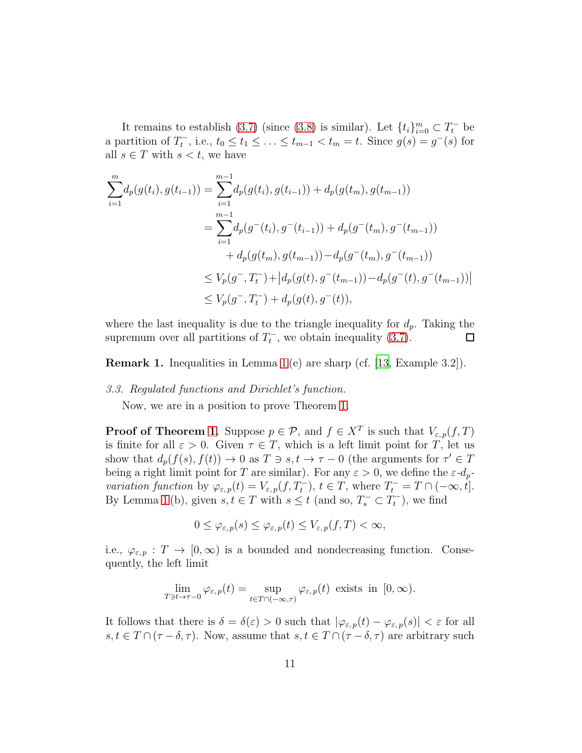It remains to establish (3.7) (since (3.8) is similar). Let $\{t_i\}_{i=0}^m \subset T_t^-$ be a partition of $T_t^-$, i.e., $t_0 \le t_1 \le \ldots \le t_{m-1} < t_m = t$. Since $g(s) = g^-(s)$ for all $s \in T$ with $s < t$, we have

$$\begin{aligned}
\sum_{i=1}^{m} d_p(g(t_i), g(t_{i-1})) &= \sum_{i=1}^{m-1} d_p(g(t_i), g(t_{i-1})) + d_p(g(t_m), g(t_{m-1})) \\
&= \sum_{i=1}^{m-1} d_p(g^-(t_i), g^-(t_{i-1})) + d_p(g^-(t_m), g^-(t_{m-1})) \\
&\quad + d_p(g(t_m), g(t_{m-1})) - d_p(g^-(t_m), g^-(t_{m-1})) \\
&\le V_p(g^-, T_t^-) + \big| d_p(g(t), g^-(t_{m-1})) - d_p(g^-(t), g^-(t_{m-1})) \big| \\
&\le V_p(g^-, T_t^-) + d_p(g(t), g^-(t)),
\end{aligned}$$

where the last inequality is due to the triangle inequality for $d_p$. Taking the supremum over all partitions of $T_t^-$, we obtain inequality (3.7). $\square$

**Remark 1.** Inequalities in Lemma 1(e) are sharp (cf. [13, Example 3.2]).

*3.3. Regulated functions and Dirichlet's function.*

Now, we are in a position to prove Theorem 1.

**Proof of Theorem 1.** Suppose $p \in \mathcal{P}$, and $f \in X^T$ is such that $V_{\varepsilon,p}(f, T)$ is finite for all $\varepsilon > 0$. Given $\tau \in T$, which is a left limit point for $T$, let us show that $d_p(f(s), f(t)) \to 0$ as $T \ni s, t \to \tau - 0$ (the arguments for $\tau' \in T$ being a right limit point for $T$ are similar). For any $\varepsilon > 0$, we define the *$\varepsilon$-$d_p$-variation function* by $\varphi_{\varepsilon,p}(t) = V_{\varepsilon,p}(f, T_t^-)$, $t \in T$, where $T_t^- = T \cap (-\infty, t]$. By Lemma 1(b), given $s, t \in T$ with $s \le t$ (and so, $T_s^- \subset T_t^-$), we find

$$0 \le \varphi_{\varepsilon,p}(s) \le \varphi_{\varepsilon,p}(t) \le V_{\varepsilon,p}(f, T) < \infty,$$

i.e., $\varphi_{\varepsilon,p} : T \to [0, \infty)$ is a bounded and nondecreasing function. Consequently, the left limit

$$\lim_{T \ni t \to \tau - 0} \varphi_{\varepsilon,p}(t) = \sup_{t \in T \cap (-\infty, \tau)} \varphi_{\varepsilon,p}(t) \text{ exists in } [0, \infty).$$

It follows that there is $\delta = \delta(\varepsilon) > 0$ such that $|\varphi_{\varepsilon,p}(t) - \varphi_{\varepsilon,p}(s)| < \varepsilon$ for all $s, t \in T \cap (\tau - \delta, \tau)$. Now, assume that $s, t \in T \cap (\tau - \delta, \tau)$ are arbitrary such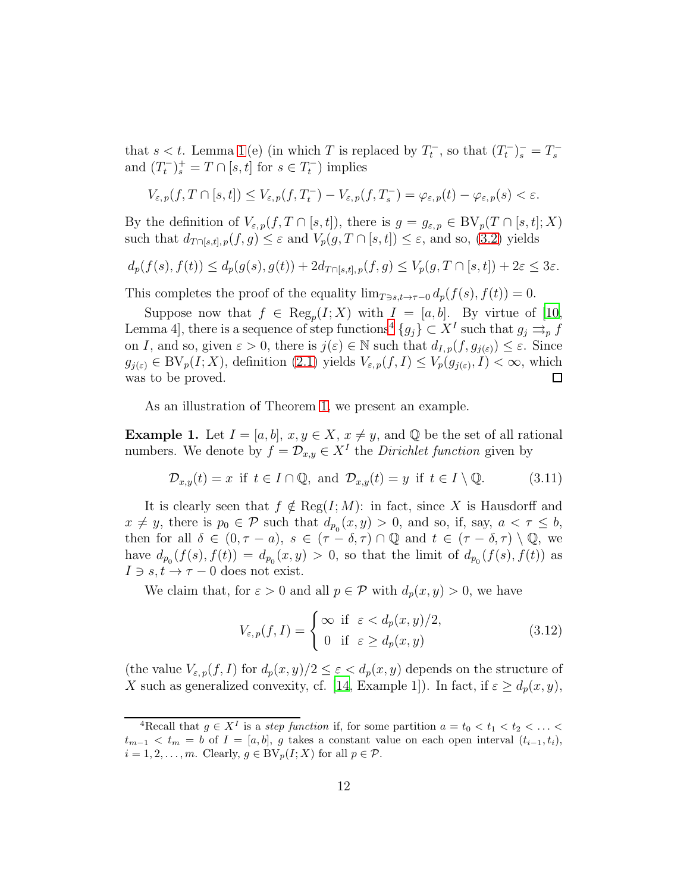that $s < t$. Lemma 1(e) (in which $T$ is replaced by $T_t^-$, so that $(T_t^-)_s^- = T_s^-$ and $(T_t^-)_s^+ = T \cap [s,t]$ for $s \in T_t^-$) implies

$$V_{\varepsilon,p}(f, T \cap [s,t]) \le V_{\varepsilon,p}(f, T_t^-) - V_{\varepsilon,p}(f, T_s^-) = \varphi_{\varepsilon,p}(t) - \varphi_{\varepsilon,p}(s) < \varepsilon.$$

By the definition of $V_{\varepsilon,p}(f, T \cap [s,t])$, there is $g = g_{\varepsilon,p} \in \mathrm{BV}_p(T \cap [s,t]; X)$ such that $d_{T\cap[s,t],p}(f,g) \le \varepsilon$ and $V_p(g, T \cap [s,t]) \le \varepsilon$, and so, (3.2) yields

$$d_p(f(s), f(t)) \le d_p(g(s), g(t)) + 2d_{T\cap[s,t],p}(f,g) \le V_p(g, T \cap [s,t]) + 2\varepsilon \le 3\varepsilon.$$

This completes the proof of the equality $\lim_{T \ni s,t \to \tau - 0} d_p(f(s), f(t)) = 0$.

Suppose now that $f \in \mathrm{Reg}_p(I; X)$ with $I = [a,b]$. By virtue of [10, Lemma 4], there is a sequence of step functions[4] $\{g_j\} \subset X^I$ such that $g_j \rightrightarrows_p f$ on $I$, and so, given $\varepsilon > 0$, there is $j(\varepsilon) \in \mathbb{N}$ such that $d_{I,p}(f, g_{j(\varepsilon)}) \le \varepsilon$. Since $g_{j(\varepsilon)} \in \mathrm{BV}_p(I; X)$, definition (2.1) yields $V_{\varepsilon,p}(f, I) \le V_p(g_{j(\varepsilon)}, I) < \infty$, which was to be proved. □

As an illustration of Theorem 1, we present an example.

**Example 1.** Let $I = [a,b]$, $x, y \in X$, $x \ne y$, and $\mathbb{Q}$ be the set of all rational numbers. We denote by $f = \mathcal{D}_{x,y} \in X^I$ the *Dirichlet function* given by

$$\mathcal{D}_{x,y}(t) = x \text{ if } t \in I \cap \mathbb{Q}, \text{ and } \mathcal{D}_{x,y}(t) = y \text{ if } t \in I \setminus \mathbb{Q}. \tag{3.11}$$

It is clearly seen that $f \notin \mathrm{Reg}(I; M)$: in fact, since $X$ is Hausdorff and $x \ne y$, there is $p_0 \in \mathcal{P}$ such that $d_{p_0}(x,y) > 0$, and so, if, say, $a < \tau \le b$, then for all $\delta \in (0, \tau - a)$, $s \in (\tau - \delta, \tau) \cap \mathbb{Q}$ and $t \in (\tau - \delta, \tau) \setminus \mathbb{Q}$, we have $d_{p_0}(f(s), f(t)) = d_{p_0}(x,y) > 0$, so that the limit of $d_{p_0}(f(s), f(t))$ as $I \ni s, t \to \tau - 0$ does not exist.

We claim that, for $\varepsilon > 0$ and all $p \in \mathcal{P}$ with $d_p(x,y) > 0$, we have

$$V_{\varepsilon,p}(f, I) = \begin{cases} \infty & \text{if } \ \varepsilon < d_p(x,y)/2, \\ 0 & \text{if } \ \varepsilon \ge d_p(x,y) \end{cases} \tag{3.12}$$

(the value $V_{\varepsilon,p}(f, I)$ for $d_p(x,y)/2 \le \varepsilon < d_p(x,y)$ depends on the structure of $X$ such as generalized convexity, cf. [14, Example 1]). In fact, if $\varepsilon \ge d_p(x,y)$,

---

[4] Recall that $g \in X^I$ is a *step function* if, for some partition $a = t_0 < t_1 < t_2 < \ldots < t_{m-1} < t_m = b$ of $I = [a,b]$, $g$ takes a constant value on each open interval $(t_{i-1}, t_i)$, $i = 1, 2, \ldots, m$. Clearly, $g \in \mathrm{BV}_p(I; X)$ for all $p \in \mathcal{P}$.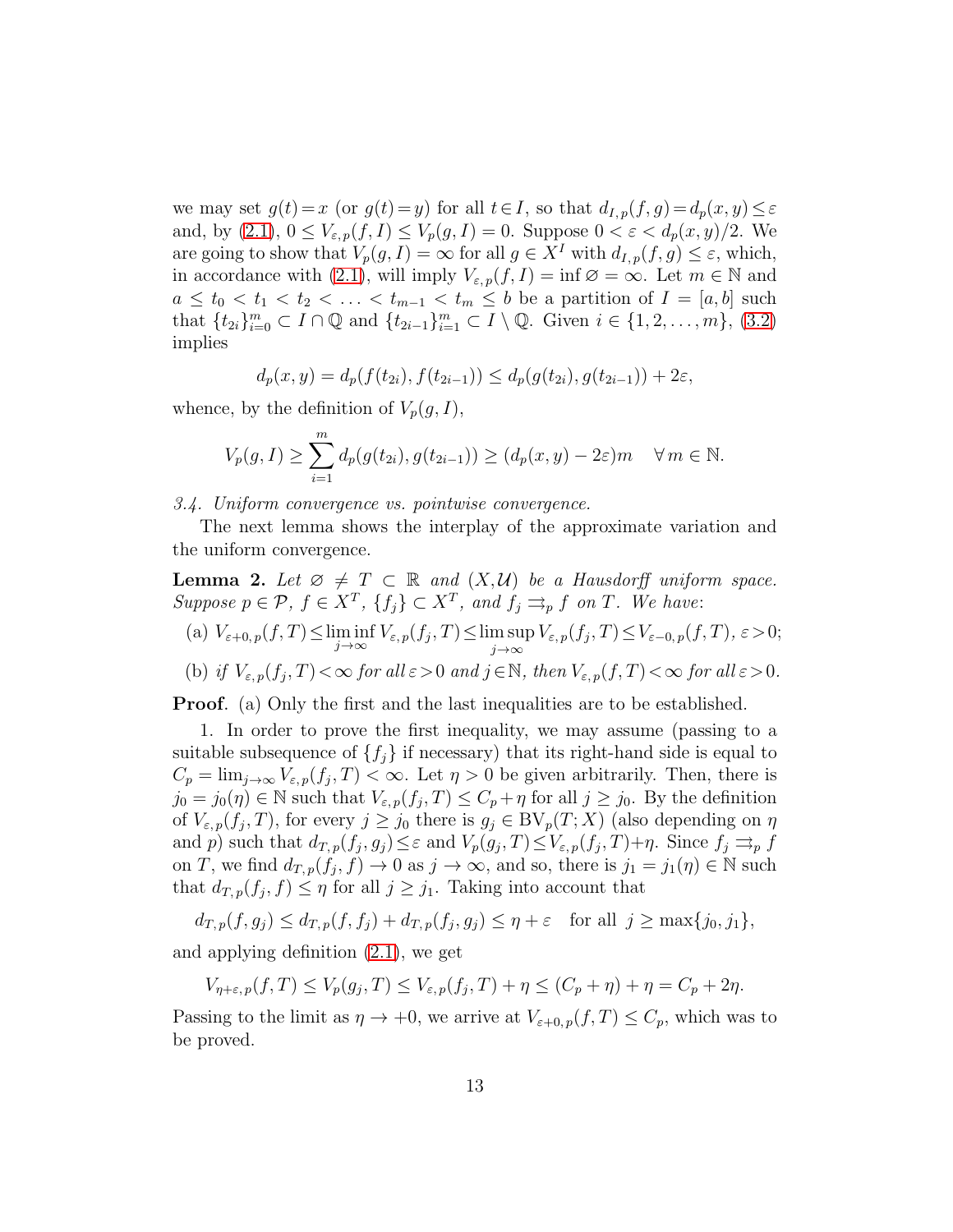we may set $g(t)=x$ (or $g(t)=y$) for all $t\in I$, so that $d_{I,p}(f,g)=d_p(x,y)\le\varepsilon$ and, by (2.1), $0\le V_{\varepsilon,p}(f,I)\le V_p(g,I)=0$. Suppose $0<\varepsilon<d_p(x,y)/2$. We are going to show that $V_p(g,I)=\infty$ for all $g\in X^I$ with $d_{I,p}(f,g)\le\varepsilon$, which, in accordance with (2.1), will imply $V_{\varepsilon,p}(f,I)=\inf\varnothing=\infty$. Let $m\in\mathbb{N}$ and $a\le t_0<t_1<t_2<\ldots<t_{m-1}<t_m\le b$ be a partition of $I=[a,b]$ such that $\{t_{2i}\}_{i=0}^m\subset I\cap\mathbb{Q}$ and $\{t_{2i-1}\}_{i=1}^m\subset I\setminus\mathbb{Q}$. Given $i\in\{1,2,\ldots,m\}$, (3.2) implies

$$d_p(x,y)=d_p(f(t_{2i}),f(t_{2i-1}))\le d_p(g(t_{2i}),g(t_{2i-1}))+2\varepsilon,$$

whence, by the definition of $V_p(g,I)$,

$$V_p(g,I)\ge\sum_{i=1}^m d_p(g(t_{2i}),g(t_{2i-1}))\ge(d_p(x,y)-2\varepsilon)m\quad\forall\, m\in\mathbb{N}.$$

*3.4. Uniform convergence vs. pointwise convergence.*

The next lemma shows the interplay of the approximate variation and the uniform convergence.

**Lemma 2.** *Let $\varnothing\ne T\subset\mathbb{R}$ and $(X,\mathcal{U})$ be a Hausdorff uniform space. Suppose $p\in\mathcal{P}$, $f\in X^T$, $\{f_j\}\subset X^T$, and $f_j\rightrightarrows_p f$ on $T$. We have*:

(a) $V_{\varepsilon+0,p}(f,T)\le\liminf_{j\to\infty}V_{\varepsilon,p}(f_j,T)\le\limsup_{j\to\infty}V_{\varepsilon,p}(f_j,T)\le V_{\varepsilon-0,p}(f,T)$, $\varepsilon>0$;

(b) *if $V_{\varepsilon,p}(f_j,T)<\infty$ for all $\varepsilon>0$ and $j\in\mathbb{N}$, then $V_{\varepsilon,p}(f,T)<\infty$ for all $\varepsilon>0$.*

**Proof**. (a) Only the first and the last inequalities are to be established.

1. In order to prove the first inequality, we may assume (passing to a suitable subsequence of $\{f_j\}$ if necessary) that its right-hand side is equal to $C_p=\lim_{j\to\infty}V_{\varepsilon,p}(f_j,T)<\infty$. Let $\eta>0$ be given arbitrarily. Then, there is $j_0=j_0(\eta)\in\mathbb{N}$ such that $V_{\varepsilon,p}(f_j,T)\le C_p+\eta$ for all $j\ge j_0$. By the definition of $V_{\varepsilon,p}(f_j,T)$, for every $j\ge j_0$ there is $g_j\in\mathrm{BV}_p(T;X)$ (also depending on $\eta$ and $p$) such that $d_{T,p}(f_j,g_j)\le\varepsilon$ and $V_p(g_j,T)\le V_{\varepsilon,p}(f_j,T)+\eta$. Since $f_j\rightrightarrows_p f$ on $T$, we find $d_{T,p}(f_j,f)\to 0$ as $j\to\infty$, and so, there is $j_1=j_1(\eta)\in\mathbb{N}$ such that $d_{T,p}(f_j,f)\le\eta$ for all $j\ge j_1$. Taking into account that

$$d_{T,p}(f,g_j)\le d_{T,p}(f,f_j)+d_{T,p}(f_j,g_j)\le\eta+\varepsilon\quad\text{for all }\ j\ge\max\{j_0,j_1\},$$

and applying definition (2.1), we get

$$V_{\eta+\varepsilon,p}(f,T)\le V_p(g_j,T)\le V_{\varepsilon,p}(f_j,T)+\eta\le(C_p+\eta)+\eta=C_p+2\eta.$$

Passing to the limit as $\eta\to+0$, we arrive at $V_{\varepsilon+0,p}(f,T)\le C_p$, which was to be proved.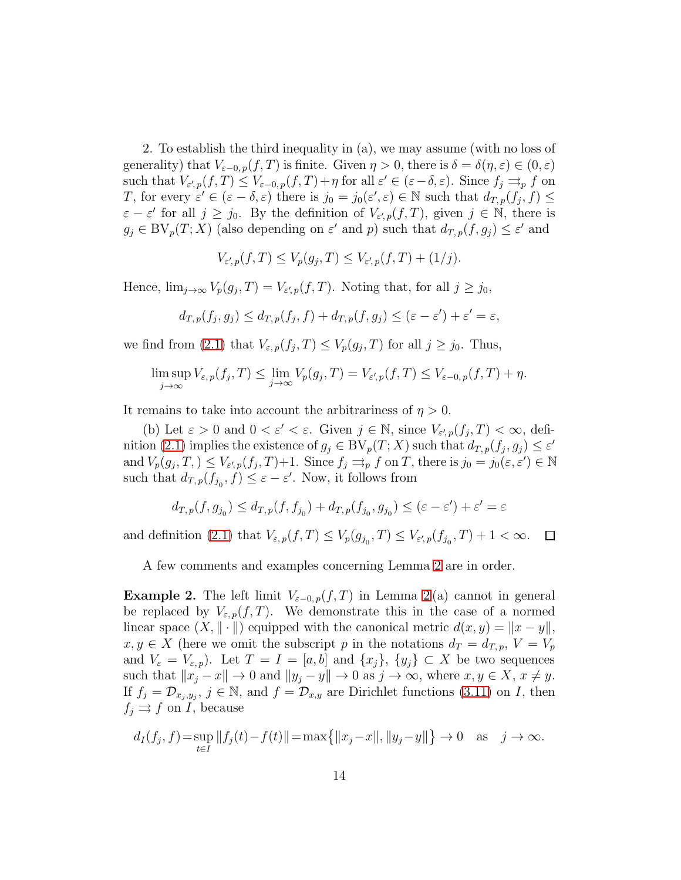2. To establish the third inequality in (a), we may assume (with no loss of generality) that $V_{\varepsilon-0,p}(f,T)$ is finite. Given $\eta > 0$, there is $\delta = \delta(\eta,\varepsilon) \in (0,\varepsilon)$ such that $V_{\varepsilon',p}(f,T) \le V_{\varepsilon-0,p}(f,T) + \eta$ for all $\varepsilon' \in (\varepsilon-\delta,\varepsilon)$. Since $f_j \rightrightarrows_p f$ on $T$, for every $\varepsilon' \in (\varepsilon-\delta,\varepsilon)$ there is $j_0 = j_0(\varepsilon',\varepsilon) \in \mathbb{N}$ such that $d_{T,p}(f_j,f) \le \varepsilon - \varepsilon'$ for all $j \ge j_0$. By the definition of $V_{\varepsilon',p}(f,T)$, given $j \in \mathbb{N}$, there is $g_j \in \mathrm{BV}_p(T;X)$ (also depending on $\varepsilon'$ and $p$) such that $d_{T,p}(f,g_j) \le \varepsilon'$ and

$$V_{\varepsilon',p}(f,T) \le V_p(g_j,T) \le V_{\varepsilon',p}(f,T) + (1/j).$$

Hence, $\lim_{j\to\infty} V_p(g_j,T) = V_{\varepsilon',p}(f,T)$. Noting that, for all $j \ge j_0$,

$$d_{T,p}(f_j,g_j) \le d_{T,p}(f_j,f) + d_{T,p}(f,g_j) \le (\varepsilon-\varepsilon') + \varepsilon' = \varepsilon,$$

we find from (2.1) that $V_{\varepsilon,p}(f_j,T) \le V_p(g_j,T)$ for all $j \ge j_0$. Thus,

$$\limsup_{j\to\infty} V_{\varepsilon,p}(f_j,T) \le \lim_{j\to\infty} V_p(g_j,T) = V_{\varepsilon',p}(f,T) \le V_{\varepsilon-0,p}(f,T) + \eta.$$

It remains to take into account the arbitrariness of $\eta > 0$.

(b) Let $\varepsilon > 0$ and $0 < \varepsilon' < \varepsilon$. Given $j \in \mathbb{N}$, since $V_{\varepsilon',p}(f_j,T) < \infty$, definition (2.1) implies the existence of $g_j \in \mathrm{BV}_p(T;X)$ such that $d_{T,p}(f_j,g_j) \le \varepsilon'$ and $V_p(g_j,T,) \le V_{\varepsilon',p}(f_j,T)+1$. Since $f_j \rightrightarrows_p f$ on $T$, there is $j_0 = j_0(\varepsilon,\varepsilon') \in \mathbb{N}$ such that $d_{T,p}(f_{j_0},f) \le \varepsilon - \varepsilon'$. Now, it follows from

$$d_{T,p}(f,g_{j_0}) \le d_{T,p}(f,f_{j_0}) + d_{T,p}(f_{j_0},g_{j_0}) \le (\varepsilon-\varepsilon') + \varepsilon' = \varepsilon$$

and definition (2.1) that $V_{\varepsilon,p}(f,T) \le V_p(g_{j_0},T) \le V_{\varepsilon',p}(f_{j_0},T) + 1 < \infty$. $\square$

A few comments and examples concerning Lemma 2 are in order.

**Example 2.** The left limit $V_{\varepsilon-0,p}(f,T)$ in Lemma 2(a) cannot in general be replaced by $V_{\varepsilon,p}(f,T)$. We demonstrate this in the case of a normed linear space $(X,\|\cdot\|)$ equipped with the canonical metric $d(x,y) = \|x-y\|$, $x,y \in X$ (here we omit the subscript $p$ in the notations $d_T = d_{T,p}$, $V = V_p$ and $V_\varepsilon = V_{\varepsilon,p}$). Let $T = I = [a,b]$ and $\{x_j\}$, $\{y_j\} \subset X$ be two sequences such that $\|x_j - x\| \to 0$ and $\|y_j - y\| \to 0$ as $j \to \infty$, where $x,y \in X$, $x \ne y$. If $f_j = \mathcal{D}_{x_j,y_j}$, $j \in \mathbb{N}$, and $f = \mathcal{D}_{x,y}$ are Dirichlet functions (3.11) on $I$, then $f_j \rightrightarrows f$ on $I$, because

$$d_I(f_j,f) = \sup_{t\in I} \|f_j(t) - f(t)\| = \max\bigl\{\|x_j - x\|, \|y_j - y\|\bigr\} \to 0 \quad \text{as} \quad j \to \infty.$$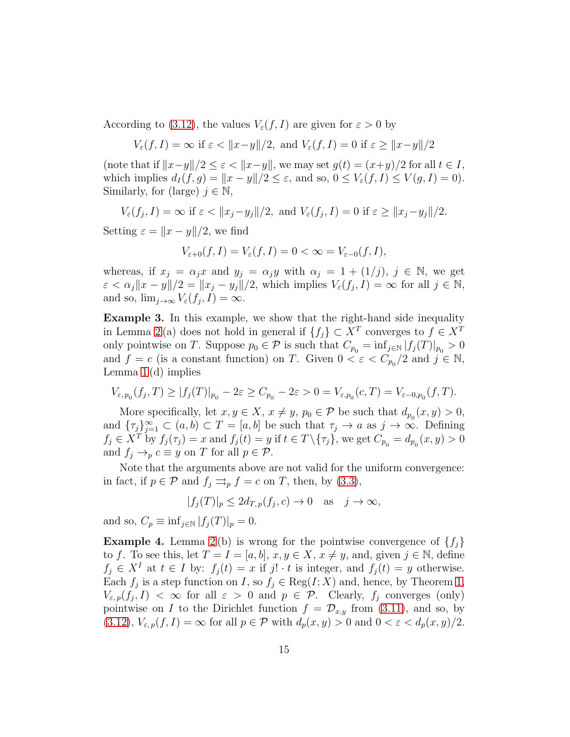According to (3.12), the values $V_\varepsilon(f, I)$ are given for $\varepsilon > 0$ by

$$V_\varepsilon(f, I) = \infty \text{ if } \varepsilon < \|x-y\|/2, \text{ and } V_\varepsilon(f, I) = 0 \text{ if } \varepsilon \geq \|x-y\|/2$$

(note that if $\|x-y\|/2 \leq \varepsilon < \|x-y\|$, we may set $g(t) = (x+y)/2$ for all $t \in I$, which implies $d_I(f, g) = \|x-y\|/2 \leq \varepsilon$, and so, $0 \leq V_\varepsilon(f, I) \leq V(g, I) = 0$). Similarly, for (large) $j \in \mathbb{N}$,

$$V_\varepsilon(f_j, I) = \infty \text{ if } \varepsilon < \|x_j-y_j\|/2, \text{ and } V_\varepsilon(f_j, I) = 0 \text{ if } \varepsilon \geq \|x_j-y_j\|/2.$$

Setting $\varepsilon = \|x-y\|/2$, we find

$$V_{\varepsilon+0}(f, I) = V_\varepsilon(f, I) = 0 < \infty = V_{\varepsilon-0}(f, I),$$

whereas, if $x_j = \alpha_j x$ and $y_j = \alpha_j y$ with $\alpha_j = 1 + (1/j)$, $j \in \mathbb{N}$, we get $\varepsilon < \alpha_j\|x-y\|/2 = \|x_j-y_j\|/2$, which implies $V_\varepsilon(f_j, I) = \infty$ for all $j \in \mathbb{N}$, and so, $\lim_{j\to\infty} V_\varepsilon(f_j, I) = \infty$.

**Example 3.** In this example, we show that the right-hand side inequality in Lemma 2(a) does not hold in general if $\{f_j\} \subset X^T$ converges to $f \in X^T$ only pointwise on $T$. Suppose $p_0 \in \mathcal{P}$ is such that $C_{p_0} = \inf_{j\in\mathbb{N}} |f_j(T)|_{p_0} > 0$ and $f = c$ (is a constant function) on $T$. Given $0 < \varepsilon < C_{p_0}/2$ and $j \in \mathbb{N}$, Lemma 1(d) implies

$$V_{\varepsilon,p_0}(f_j, T) \geq |f_j(T)|_{p_0} - 2\varepsilon \geq C_{p_0} - 2\varepsilon > 0 = V_{\varepsilon,p_0}(c, T) = V_{\varepsilon-0,p_0}(f, T).$$

More specifically, let $x, y \in X$, $x \neq y$, $p_0 \in \mathcal{P}$ be such that $d_{p_0}(x, y) > 0$, and $\{\tau_j\}_{j=1}^\infty \subset (a, b) \subset T = [a, b]$ be such that $\tau_j \to a$ as $j \to \infty$. Defining $f_j \in X^T$ by $f_j(\tau_j) = x$ and $f_j(t) = y$ if $t \in T\setminus\{\tau_j\}$, we get $C_{p_0} = d_{p_0}(x, y) > 0$ and $f_j \to_p c \equiv y$ on $T$ for all $p \in \mathcal{P}$.

Note that the arguments above are not valid for the uniform convergence: in fact, if $p \in \mathcal{P}$ and $f_j \rightrightarrows_p f = c$ on $T$, then, by (3.3),

$$|f_j(T)|_p \leq 2d_{T,p}(f_j, c) \to 0 \quad \text{as} \quad j \to \infty,$$

and so, $C_p \equiv \inf_{j\in\mathbb{N}} |f_j(T)|_p = 0$.

**Example 4.** Lemma 2(b) is wrong for the pointwise convergence of $\{f_j\}$ to $f$. To see this, let $T = I = [a, b]$, $x, y \in X$, $x \neq y$, and, given $j \in \mathbb{N}$, define $f_j \in X^I$ at $t \in I$ by: $f_j(t) = x$ if $j! \cdot t$ is integer, and $f_j(t) = y$ otherwise. Each $f_j$ is a step function on $I$, so $f_j \in \mathrm{Reg}(I; X)$ and, hence, by Theorem 1, $V_{\varepsilon,p}(f_j, I) < \infty$ for all $\varepsilon > 0$ and $p \in \mathcal{P}$. Clearly, $f_j$ converges (only) pointwise on $I$ to the Dirichlet function $f = \mathcal{D}_{x,y}$ from (3.11), and so, by (3.12), $V_{\varepsilon,p}(f, I) = \infty$ for all $p \in \mathcal{P}$ with $d_p(x, y) > 0$ and $0 < \varepsilon < d_p(x, y)/2$.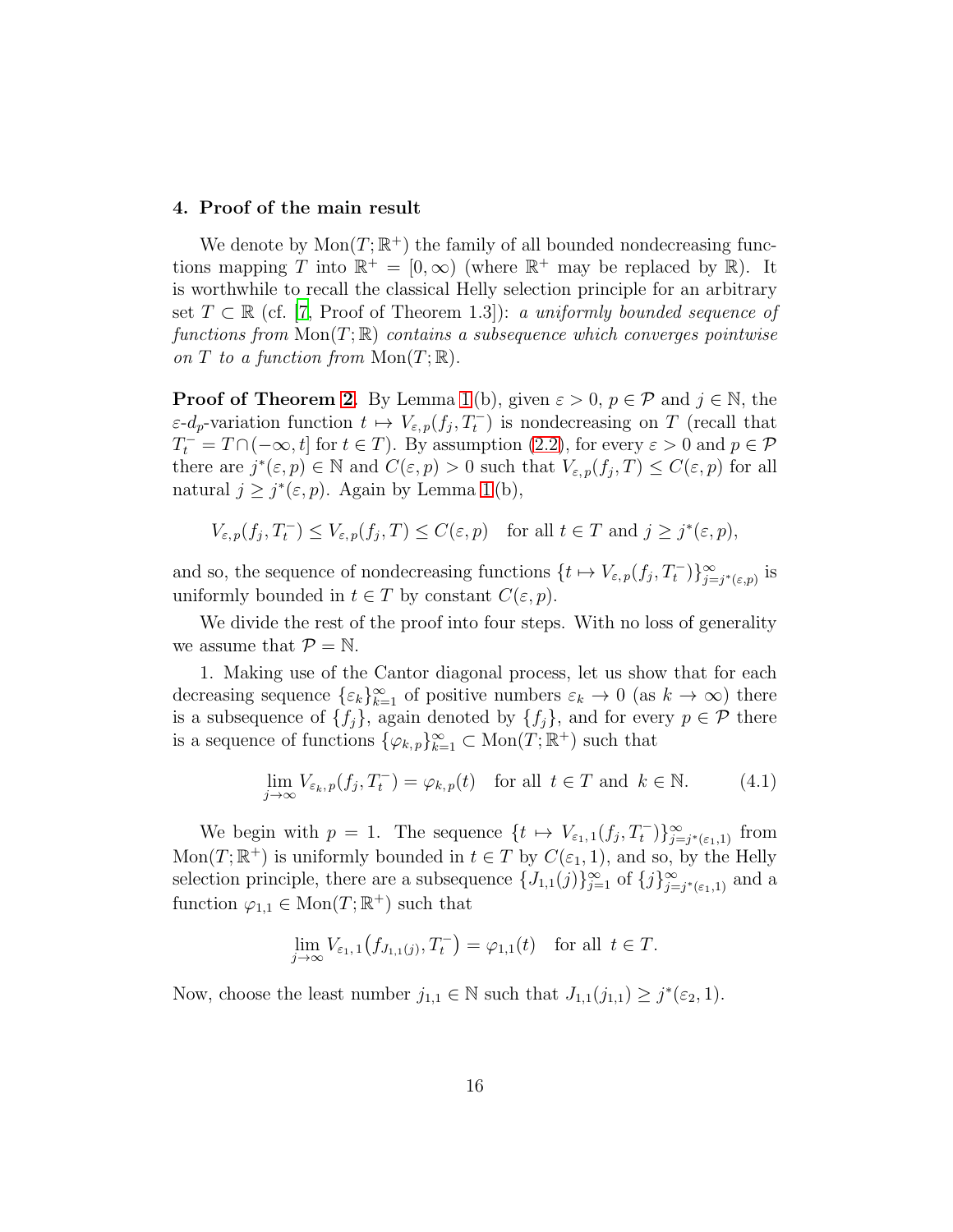## 4. Proof of the main result

We denote by $\mathrm{Mon}(T;\mathbb{R}^+)$ the family of all bounded nondecreasing functions mapping $T$ into $\mathbb{R}^+=[0,\infty)$ (where $\mathbb{R}^+$ may be replaced by $\mathbb{R}$). It is worthwhile to recall the classical Helly selection principle for an arbitrary set $T\subset\mathbb{R}$ (cf. [7, Proof of Theorem 1.3]): *a uniformly bounded sequence of functions from* $\mathrm{Mon}(T;\mathbb{R})$ *contains a subsequence which converges pointwise on* $T$ *to a function from* $\mathrm{Mon}(T;\mathbb{R})$.

**Proof of Theorem 2.** By Lemma 1(b), given $\varepsilon>0$, $p\in\mathcal{P}$ and $j\in\mathbb{N}$, the $\varepsilon$-$d_p$-variation function $t\mapsto V_{\varepsilon,p}(f_j,T_t^-)$ is nondecreasing on $T$ (recall that $T_t^-=T\cap(-\infty,t]$ for $t\in T$). By assumption (2.2), for every $\varepsilon>0$ and $p\in\mathcal{P}$ there are $j^*(\varepsilon,p)\in\mathbb{N}$ and $C(\varepsilon,p)>0$ such that $V_{\varepsilon,p}(f_j,T)\le C(\varepsilon,p)$ for all natural $j\ge j^*(\varepsilon,p)$. Again by Lemma 1(b),

$$V_{\varepsilon,p}(f_j,T_t^-)\le V_{\varepsilon,p}(f_j,T)\le C(\varepsilon,p)\quad\text{for all } t\in T \text{ and } j\ge j^*(\varepsilon,p),$$

and so, the sequence of nondecreasing functions $\{t\mapsto V_{\varepsilon,p}(f_j,T_t^-)\}_{j=j^*(\varepsilon,p)}^\infty$ is uniformly bounded in $t\in T$ by constant $C(\varepsilon,p)$.

We divide the rest of the proof into four steps. With no loss of generality we assume that $\mathcal{P}=\mathbb{N}$.

1. Making use of the Cantor diagonal process, let us show that for each decreasing sequence $\{\varepsilon_k\}_{k=1}^\infty$ of positive numbers $\varepsilon_k\to 0$ (as $k\to\infty$) there is a subsequence of $\{f_j\}$, again denoted by $\{f_j\}$, and for every $p\in\mathcal{P}$ there is a sequence of functions $\{\varphi_{k,p}\}_{k=1}^\infty\subset\mathrm{Mon}(T;\mathbb{R}^+)$ such that

$$\lim_{j\to\infty}V_{\varepsilon_k,p}(f_j,T_t^-)=\varphi_{k,p}(t)\quad\text{for all } t\in T \text{ and } k\in\mathbb{N}. \tag{4.1}$$

We begin with $p=1$. The sequence $\{t\mapsto V_{\varepsilon_1,1}(f_j,T_t^-)\}_{j=j^*(\varepsilon_1,1)}^\infty$ from $\mathrm{Mon}(T;\mathbb{R}^+)$ is uniformly bounded in $t\in T$ by $C(\varepsilon_1,1)$, and so, by the Helly selection principle, there are a subsequence $\{J_{1,1}(j)\}_{j=1}^\infty$ of $\{j\}_{j=j^*(\varepsilon_1,1)}^\infty$ and a function $\varphi_{1,1}\in\mathrm{Mon}(T;\mathbb{R}^+)$ such that

$$\lim_{j\to\infty}V_{\varepsilon_1,1}\big(f_{J_{1,1}(j)},T_t^-\big)=\varphi_{1,1}(t)\quad\text{for all } t\in T.$$

Now, choose the least number $j_{1,1}\in\mathbb{N}$ such that $J_{1,1}(j_{1,1})\ge j^*(\varepsilon_2,1)$.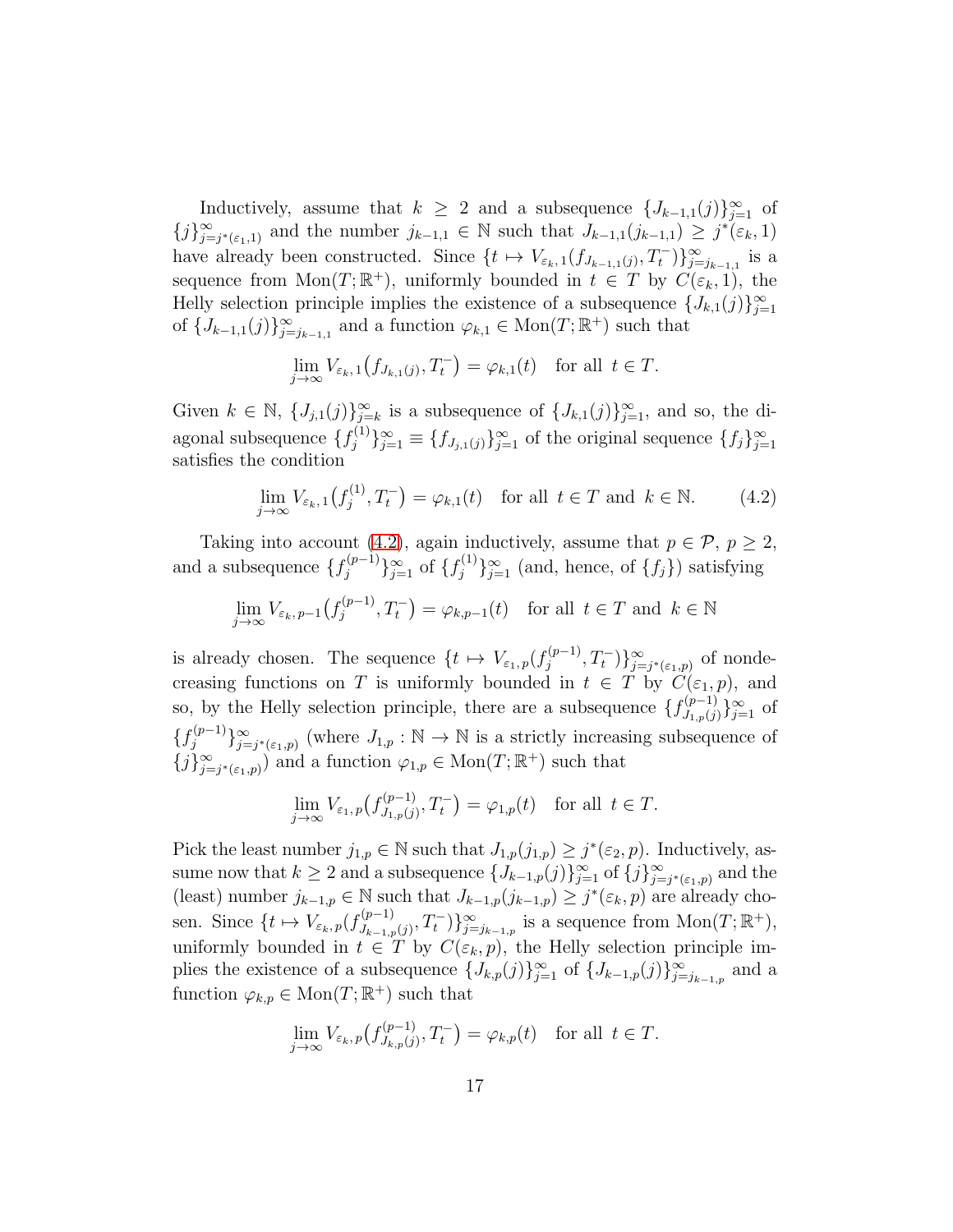Inductively, assume that $k \geq 2$ and a subsequence $\{J_{k-1,1}(j)\}_{j=1}^{\infty}$ of $\{j\}_{j=j^*(\varepsilon_1,1)}^{\infty}$ and the number $j_{k-1,1} \in \mathbb{N}$ such that $J_{k-1,1}(j_{k-1,1}) \geq j^*(\varepsilon_k, 1)$ have already been constructed. Since $\{t \mapsto V_{\varepsilon_k,1}(f_{J_{k-1,1}(j)}, T_t^-)\}_{j=j_{k-1,1}}^{\infty}$ is a sequence from $\mathrm{Mon}(T;\mathbb{R}^+)$, uniformly bounded in $t \in T$ by $C(\varepsilon_k, 1)$, the Helly selection principle implies the existence of a subsequence $\{J_{k,1}(j)\}_{j=1}^{\infty}$ of $\{J_{k-1,1}(j)\}_{j=j_{k-1,1}}^{\infty}$ and a function $\varphi_{k,1} \in \mathrm{Mon}(T;\mathbb{R}^+)$ such that

$$\lim_{j\to\infty} V_{\varepsilon_k,1}\big(f_{J_{k,1}(j)}, T_t^-\big) = \varphi_{k,1}(t) \quad \text{for all } t \in T.$$

Given $k \in \mathbb{N}$, $\{J_{j,1}(j)\}_{j=k}^{\infty}$ is a subsequence of $\{J_{k,1}(j)\}_{j=1}^{\infty}$, and so, the diagonal subsequence $\{f_j^{(1)}\}_{j=1}^{\infty} \equiv \{f_{J_{j,1}(j)}\}_{j=1}^{\infty}$ of the original sequence $\{f_j\}_{j=1}^{\infty}$ satisfies the condition

$$\lim_{j\to\infty} V_{\varepsilon_k,1}\big(f_j^{(1)}, T_t^-\big) = \varphi_{k,1}(t) \quad \text{for all } t \in T \text{ and } k \in \mathbb{N}. \tag{4.2}$$

Taking into account (4.2), again inductively, assume that $p \in \mathcal{P}$, $p \geq 2$, and a subsequence $\{f_j^{(p-1)}\}_{j=1}^{\infty}$ of $\{f_j^{(1)}\}_{j=1}^{\infty}$ (and, hence, of $\{f_j\}$) satisfying

$$\lim_{j\to\infty} V_{\varepsilon_k,p-1}\big(f_j^{(p-1)}, T_t^-\big) = \varphi_{k,p-1}(t) \quad \text{for all } t \in T \text{ and } k \in \mathbb{N}$$

is already chosen. The sequence $\{t \mapsto V_{\varepsilon_1,p}(f_j^{(p-1)}, T_t^-)\}_{j=j^*(\varepsilon_1,p)}^{\infty}$ of nondecreasing functions on $T$ is uniformly bounded in $t \in T$ by $C(\varepsilon_1, p)$, and so, by the Helly selection principle, there are a subsequence $\{f_{J_{1,p}(j)}^{(p-1)}\}_{j=1}^{\infty}$ of $\{f_j^{(p-1)}\}_{j=j^*(\varepsilon_1,p)}^{\infty}$ (where $J_{1,p}: \mathbb{N} \to \mathbb{N}$ is a strictly increasing subsequence of $\{j\}_{j=j^*(\varepsilon_1,p)}^{\infty}$) and a function $\varphi_{1,p} \in \mathrm{Mon}(T;\mathbb{R}^+)$ such that

$$\lim_{j\to\infty} V_{\varepsilon_1,p}\big(f_{J_{1,p}(j)}^{(p-1)}, T_t^-\big) = \varphi_{1,p}(t) \quad \text{for all } t \in T.$$

Pick the least number $j_{1,p} \in \mathbb{N}$ such that $J_{1,p}(j_{1,p}) \geq j^*(\varepsilon_2, p)$. Inductively, assume now that $k \geq 2$ and a subsequence $\{J_{k-1,p}(j)\}_{j=1}^{\infty}$ of $\{j\}_{j=j^*(\varepsilon_1,p)}^{\infty}$ and the (least) number $j_{k-1,p} \in \mathbb{N}$ such that $J_{k-1,p}(j_{k-1,p}) \geq j^*(\varepsilon_k, p)$ are already chosen. Since $\{t \mapsto V_{\varepsilon_k,p}(f_{J_{k-1,p}(j)}^{(p-1)}, T_t^-)\}_{j=j_{k-1,p}}^{\infty}$ is a sequence from $\mathrm{Mon}(T;\mathbb{R}^+)$, uniformly bounded in $t \in T$ by $C(\varepsilon_k, p)$, the Helly selection principle implies the existence of a subsequence $\{J_{k,p}(j)\}_{j=1}^{\infty}$ of $\{J_{k-1,p}(j)\}_{j=j_{k-1,p}}^{\infty}$ and a function $\varphi_{k,p} \in \mathrm{Mon}(T;\mathbb{R}^+)$ such that

$$\lim_{j\to\infty} V_{\varepsilon_k,p}\big(f_{J_{k,p}(j)}^{(p-1)}, T_t^-\big) = \varphi_{k,p}(t) \quad \text{for all } t \in T.$$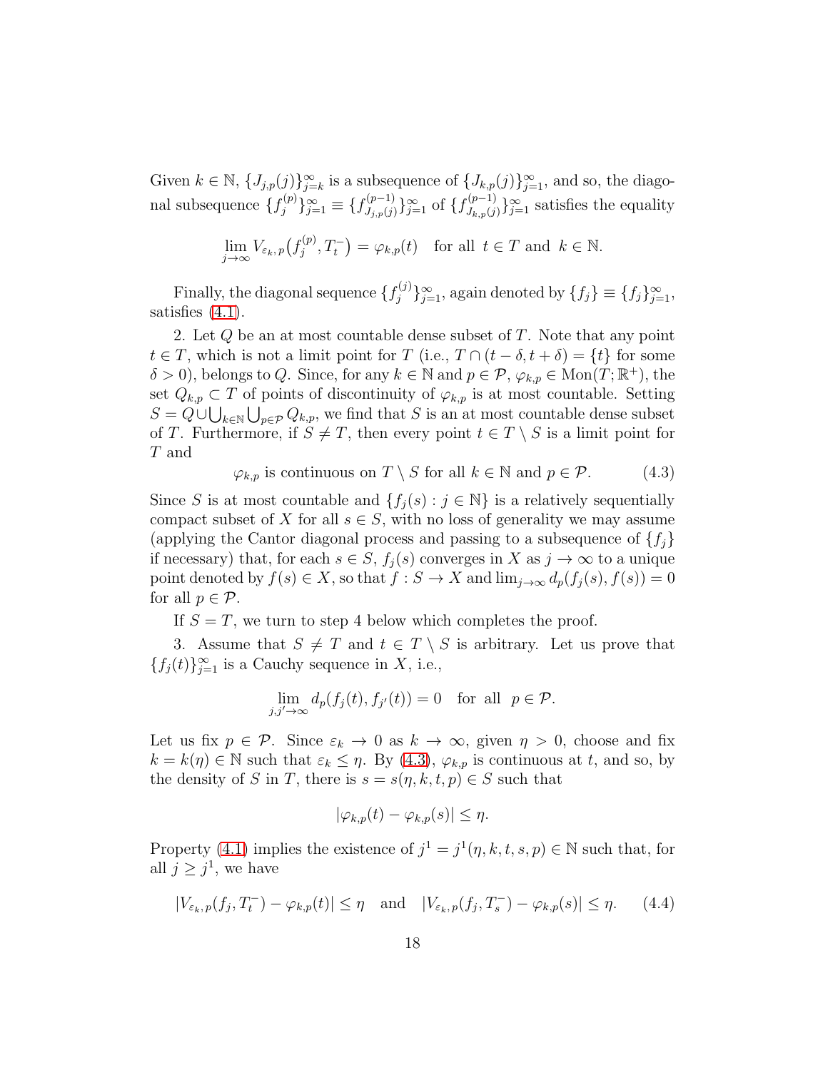Given $k \in \mathbb{N}$, $\{J_{j,p}(j)\}_{j=k}^{\infty}$ is a subsequence of $\{J_{k,p}(j)\}_{j=1}^{\infty}$, and so, the diagonal subsequence $\{f_j^{(p)}\}_{j=1}^{\infty} \equiv \{f_{J_{j,p}(j)}^{(p-1)}\}_{j=1}^{\infty}$ of $\{f_{J_{k,p}(j)}^{(p-1)}\}_{j=1}^{\infty}$ satisfies the equality

$$\lim_{j\to\infty} V_{\varepsilon_k,p}\big(f_j^{(p)}, T_t^-\big) = \varphi_{k,p}(t) \quad \text{for all } t \in T \text{ and } k \in \mathbb{N}.$$

Finally, the diagonal sequence $\{f_j^{(j)}\}_{j=1}^{\infty}$, again denoted by $\{f_j\} \equiv \{f_j\}_{j=1}^{\infty}$, satisfies (4.1).

2. Let $Q$ be an at most countable dense subset of $T$. Note that any point $t \in T$, which is not a limit point for $T$ (i.e., $T \cap (t-\delta, t+\delta) = \{t\}$ for some $\delta > 0$), belongs to $Q$. Since, for any $k \in \mathbb{N}$ and $p \in \mathcal{P}$, $\varphi_{k,p} \in \mathrm{Mon}(T;\mathbb{R}^+)$, the set $Q_{k,p} \subset T$ of points of discontinuity of $\varphi_{k,p}$ is at most countable. Setting $S = Q \cup \bigcup_{k\in\mathbb{N}} \bigcup_{p\in\mathcal{P}} Q_{k,p}$, we find that $S$ is an at most countable dense subset of $T$. Furthermore, if $S \neq T$, then every point $t \in T \setminus S$ is a limit point for $T$ and

$$\varphi_{k,p} \text{ is continuous on } T \setminus S \text{ for all } k \in \mathbb{N} \text{ and } p \in \mathcal{P}. \tag{4.3}$$

Since $S$ is at most countable and $\{f_j(s) : j \in \mathbb{N}\}$ is a relatively sequentially compact subset of $X$ for all $s \in S$, with no loss of generality we may assume (applying the Cantor diagonal process and passing to a subsequence of $\{f_j\}$ if necessary) that, for each $s \in S$, $f_j(s)$ converges in $X$ as $j \to \infty$ to a unique point denoted by $f(s) \in X$, so that $f : S \to X$ and $\lim_{j\to\infty} d_p(f_j(s), f(s)) = 0$ for all $p \in \mathcal{P}$.

If $S = T$, we turn to step 4 below which completes the proof.

3. Assume that $S \neq T$ and $t \in T \setminus S$ is arbitrary. Let us prove that $\{f_j(t)\}_{j=1}^{\infty}$ is a Cauchy sequence in $X$, i.e.,

$$\lim_{j,j'\to\infty} d_p(f_j(t), f_{j'}(t)) = 0 \quad \text{for all } p \in \mathcal{P}.$$

Let us fix $p \in \mathcal{P}$. Since $\varepsilon_k \to 0$ as $k \to \infty$, given $\eta > 0$, choose and fix $k = k(\eta) \in \mathbb{N}$ such that $\varepsilon_k \le \eta$. By (4.3), $\varphi_{k,p}$ is continuous at $t$, and so, by the density of $S$ in $T$, there is $s = s(\eta, k, t, p) \in S$ such that

$$|\varphi_{k,p}(t) - \varphi_{k,p}(s)| \le \eta.$$

Property (4.1) implies the existence of $j^1 = j^1(\eta, k, t, s, p) \in \mathbb{N}$ such that, for all $j \ge j^1$, we have

$$|V_{\varepsilon_k,p}(f_j, T_t^-) - \varphi_{k,p}(t)| \le \eta \quad \text{and} \quad |V_{\varepsilon_k,p}(f_j, T_s^-) - \varphi_{k,p}(s)| \le \eta. \tag{4.4}$$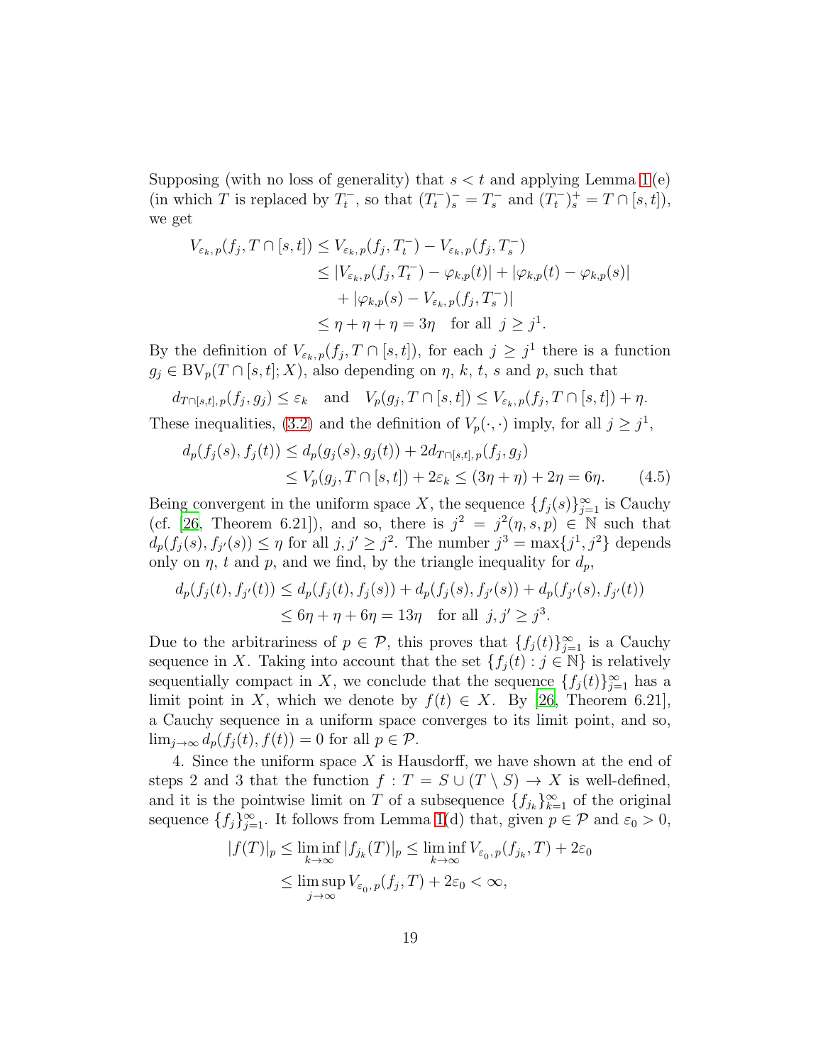Supposing (with no loss of generality) that $s < t$ and applying Lemma 1(e) (in which $T$ is replaced by $T_t^-$, so that $(T_t^-)_s^- = T_s^-$ and $(T_t^-)_s^+ = T \cap [s,t]$), we get

$$
\begin{aligned}
V_{\varepsilon_k,p}(f_j, T\cap[s,t]) &\le V_{\varepsilon_k,p}(f_j, T_t^-) - V_{\varepsilon_k,p}(f_j, T_s^-) \\
&\le |V_{\varepsilon_k,p}(f_j, T_t^-) - \varphi_{k,p}(t)| + |\varphi_{k,p}(t) - \varphi_{k,p}(s)| \\
&\quad + |\varphi_{k,p}(s) - V_{\varepsilon_k,p}(f_j, T_s^-)| \\
&\le \eta + \eta + \eta = 3\eta \quad \text{for all } j \ge j^1.
\end{aligned}
$$

By the definition of $V_{\varepsilon_k,p}(f_j, T\cap[s,t])$, for each $j \ge j^1$ there is a function $g_j \in \mathrm{BV}_p(T\cap[s,t]; X)$, also depending on $\eta$, $k$, $t$, $s$ and $p$, such that

$$
d_{T\cap[s,t],p}(f_j, g_j) \le \varepsilon_k \quad \text{and} \quad V_p(g_j, T\cap[s,t]) \le V_{\varepsilon_k,p}(f_j, T\cap[s,t]) + \eta.
$$

These inequalities, (3.2) and the definition of $V_p(\cdot,\cdot)$ imply, for all $j \ge j^1$,

$$
\begin{aligned}
d_p(f_j(s), f_j(t)) &\le d_p(g_j(s), g_j(t)) + 2d_{T\cap[s,t],p}(f_j, g_j) \\
&\le V_p(g_j, T\cap[s,t]) + 2\varepsilon_k \le (3\eta + \eta) + 2\eta = 6\eta. \qquad (4.5)
\end{aligned}
$$

Being convergent in the uniform space $X$, the sequence $\{f_j(s)\}_{j=1}^\infty$ is Cauchy (cf. [26, Theorem 6.21]), and so, there is $j^2 = j^2(\eta, s, p) \in \mathbb{N}$ such that $d_p(f_j(s), f_{j'}(s)) \le \eta$ for all $j, j' \ge j^2$. The number $j^3 = \max\{j^1, j^2\}$ depends only on $\eta$, $t$ and $p$, and we find, by the triangle inequality for $d_p$,

$$
\begin{aligned}
d_p(f_j(t), f_{j'}(t)) &\le d_p(f_j(t), f_j(s)) + d_p(f_j(s), f_{j'}(s)) + d_p(f_{j'}(s), f_{j'}(t)) \\
&\le 6\eta + \eta + 6\eta = 13\eta \quad \text{for all } j, j' \ge j^3.
\end{aligned}
$$

Due to the arbitrariness of $p \in \mathcal{P}$, this proves that $\{f_j(t)\}_{j=1}^\infty$ is a Cauchy sequence in $X$. Taking into account that the set $\{f_j(t) : j \in \mathbb{N}\}$ is relatively sequentially compact in $X$, we conclude that the sequence $\{f_j(t)\}_{j=1}^\infty$ has a limit point in $X$, which we denote by $f(t) \in X$. By [26, Theorem 6.21], a Cauchy sequence in a uniform space converges to its limit point, and so, $\lim_{j\to\infty} d_p(f_j(t), f(t)) = 0$ for all $p \in \mathcal{P}$.

4. Since the uniform space $X$ is Hausdorff, we have shown at the end of steps 2 and 3 that the function $f : T = S \cup (T \setminus S) \to X$ is well-defined, and it is the pointwise limit on $T$ of a subsequence $\{f_{j_k}\}_{k=1}^\infty$ of the original sequence $\{f_j\}_{j=1}^\infty$. It follows from Lemma 1(d) that, given $p \in \mathcal{P}$ and $\varepsilon_0 > 0$,

$$
\begin{aligned}
|f(T)|_p &\le \liminf_{k\to\infty} |f_{j_k}(T)|_p \le \liminf_{k\to\infty} V_{\varepsilon_0,p}(f_{j_k}, T) + 2\varepsilon_0 \\
&\le \limsup_{j\to\infty} V_{\varepsilon_0,p}(f_j, T) + 2\varepsilon_0 < \infty,
\end{aligned}
$$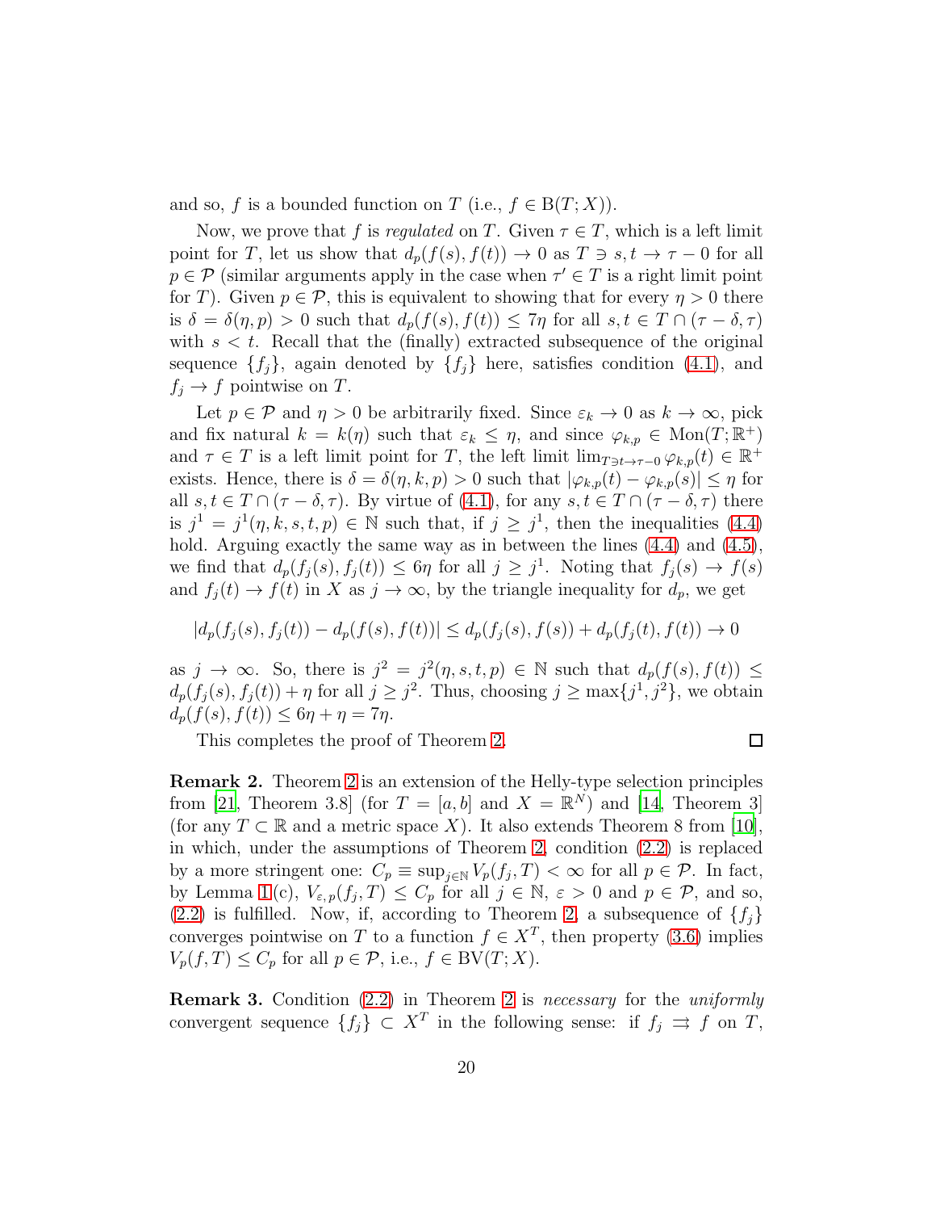and so, $f$ is a bounded function on $T$ (i.e., $f \in \mathrm{B}(T;X)$).

Now, we prove that $f$ is *regulated* on $T$. Given $\tau \in T$, which is a left limit point for $T$, let us show that $d_p(f(s), f(t)) \to 0$ as $T \ni s, t \to \tau - 0$ for all $p \in \mathcal{P}$ (similar arguments apply in the case when $\tau' \in T$ is a right limit point for $T$). Given $p \in \mathcal{P}$, this is equivalent to showing that for every $\eta > 0$ there is $\delta = \delta(\eta, p) > 0$ such that $d_p(f(s), f(t)) \le 7\eta$ for all $s, t \in T \cap (\tau - \delta, \tau)$ with $s < t$. Recall that the (finally) extracted subsequence of the original sequence $\{f_j\}$, again denoted by $\{f_j\}$ here, satisfies condition (4.1), and $f_j \to f$ pointwise on $T$.

Let $p \in \mathcal{P}$ and $\eta > 0$ be arbitrarily fixed. Since $\varepsilon_k \to 0$ as $k \to \infty$, pick and fix natural $k = k(\eta)$ such that $\varepsilon_k \le \eta$, and since $\varphi_{k,p} \in \mathrm{Mon}(T;\mathbb{R}^+)$ and $\tau \in T$ is a left limit point for $T$, the left limit $\lim_{T \ni t \to \tau - 0} \varphi_{k,p}(t) \in \mathbb{R}^+$ exists. Hence, there is $\delta = \delta(\eta, k, p) > 0$ such that $|\varphi_{k,p}(t) - \varphi_{k,p}(s)| \le \eta$ for all $s, t \in T \cap (\tau - \delta, \tau)$. By virtue of (4.1), for any $s, t \in T \cap (\tau - \delta, \tau)$ there is $j^1 = j^1(\eta, k, s, t, p) \in \mathbb{N}$ such that, if $j \ge j^1$, then the inequalities (4.4) hold. Arguing exactly the same way as in between the lines (4.4) and (4.5), we find that $d_p(f_j(s), f_j(t)) \le 6\eta$ for all $j \ge j^1$. Noting that $f_j(s) \to f(s)$ and $f_j(t) \to f(t)$ in $X$ as $j \to \infty$, by the triangle inequality for $d_p$, we get

$$|d_p(f_j(s), f_j(t)) - d_p(f(s), f(t))| \le d_p(f_j(s), f(s)) + d_p(f_j(t), f(t)) \to 0$$

as $j \to \infty$. So, there is $j^2 = j^2(\eta, s, t, p) \in \mathbb{N}$ such that $d_p(f(s), f(t)) \le d_p(f_j(s), f_j(t)) + \eta$ for all $j \ge j^2$. Thus, choosing $j \ge \max\{j^1, j^2\}$, we obtain $d_p(f(s), f(t)) \le 6\eta + \eta = 7\eta$.

This completes the proof of Theorem 2. □

**Remark 2.** Theorem 2 is an extension of the Helly-type selection principles from [21, Theorem 3.8] (for $T = [a, b]$ and $X = \mathbb{R}^N$) and [14, Theorem 3] (for any $T \subset \mathbb{R}$ and a metric space $X$). It also extends Theorem 8 from [10], in which, under the assumptions of Theorem 2, condition (2.2) is replaced by a more stringent one: $C_p \equiv \sup_{j \in \mathbb{N}} V_p(f_j, T) < \infty$ for all $p \in \mathcal{P}$. In fact, by Lemma 1(c), $V_{\varepsilon,p}(f_j, T) \le C_p$ for all $j \in \mathbb{N}$, $\varepsilon > 0$ and $p \in \mathcal{P}$, and so, (2.2) is fulfilled. Now, if, according to Theorem 2, a subsequence of $\{f_j\}$ converges pointwise on $T$ to a function $f \in X^T$, then property (3.6) implies $V_p(f, T) \le C_p$ for all $p \in \mathcal{P}$, i.e., $f \in \mathrm{BV}(T;X)$.

**Remark 3.** Condition (2.2) in Theorem 2 is *necessary* for the *uniformly* convergent sequence $\{f_j\} \subset X^T$ in the following sense: if $f_j \rightrightarrows f$ on $T$,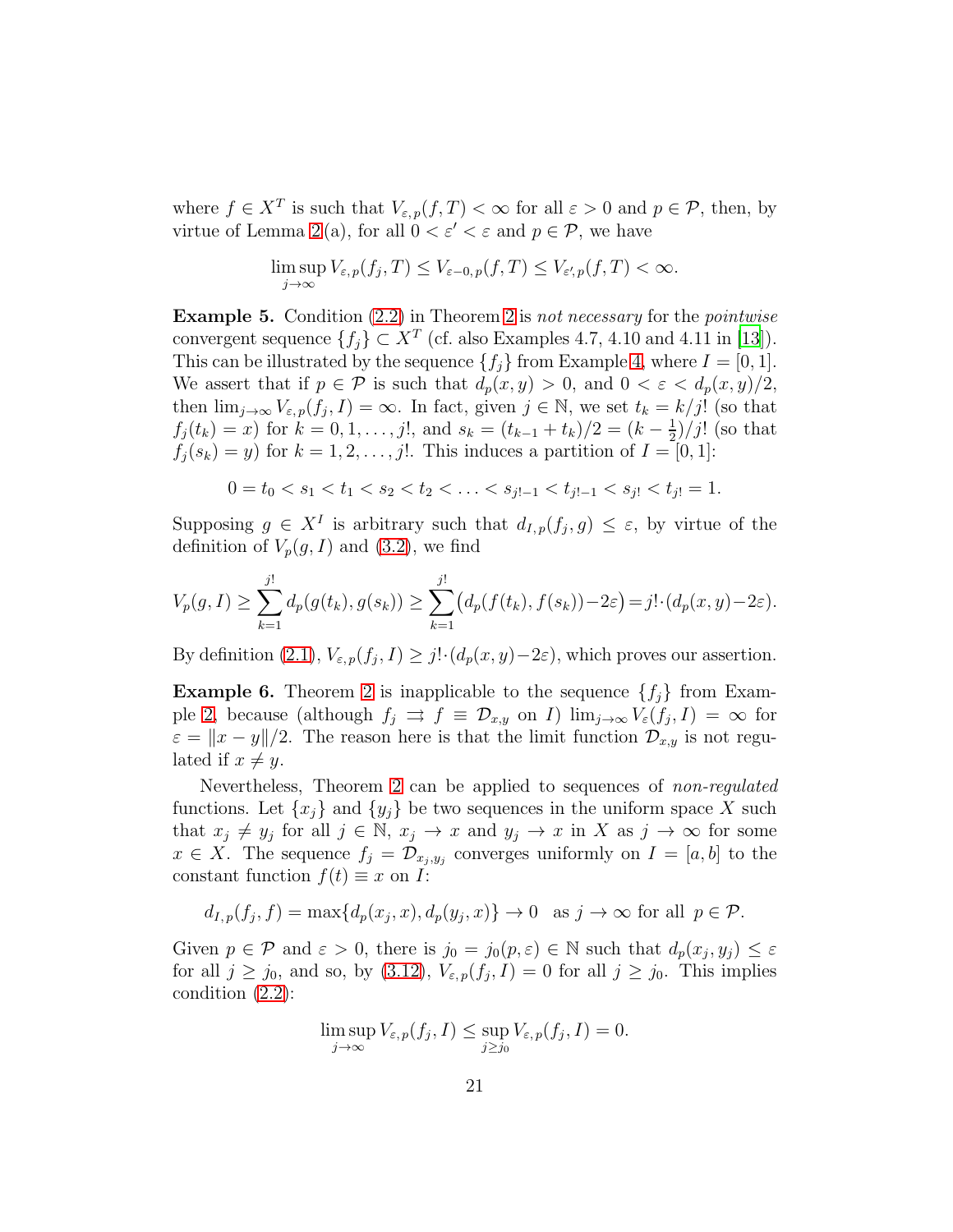where $f \in X^T$ is such that $V_{\varepsilon,p}(f,T) < \infty$ for all $\varepsilon > 0$ and $p \in \mathcal{P}$, then, by virtue of Lemma 2(a), for all $0 < \varepsilon' < \varepsilon$ and $p \in \mathcal{P}$, we have

$$\limsup_{j\to\infty} V_{\varepsilon,p}(f_j,T) \le V_{\varepsilon-0,p}(f,T) \le V_{\varepsilon',p}(f,T) < \infty.$$

**Example 5.** Condition (2.2) in Theorem 2 is *not necessary* for the *pointwise* convergent sequence $\{f_j\} \subset X^T$ (cf. also Examples 4.7, 4.10 and 4.11 in [13]). This can be illustrated by the sequence $\{f_j\}$ from Example 4, where $I = [0,1]$. We assert that if $p \in \mathcal{P}$ is such that $d_p(x,y) > 0$, and $0 < \varepsilon < d_p(x,y)/2$, then $\lim_{j\to\infty} V_{\varepsilon,p}(f_j,I) = \infty$. In fact, given $j \in \mathbb{N}$, we set $t_k = k/j!$ (so that $f_j(t_k) = x$) for $k = 0,1,\dots,j!$, and $s_k = (t_{k-1}+t_k)/2 = (k-\frac{1}{2})/j!$ (so that $f_j(s_k) = y$) for $k = 1,2,\dots,j!$. This induces a partition of $I = [0,1]$:

$$0 = t_0 < s_1 < t_1 < s_2 < t_2 < \ldots < s_{j!-1} < t_{j!-1} < s_{j!} < t_{j!} = 1.$$

Supposing $g \in X^I$ is arbitrary such that $d_{I,p}(f_j,g) \le \varepsilon$, by virtue of the definition of $V_p(g,I)$ and (3.2), we find

$$V_p(g,I) \ge \sum_{k=1}^{j!} d_p(g(t_k),g(s_k)) \ge \sum_{k=1}^{j!} \bigl(d_p(f(t_k),f(s_k)) - 2\varepsilon\bigr) = j! \cdot (d_p(x,y) - 2\varepsilon).$$

By definition (2.1), $V_{\varepsilon,p}(f_j,I) \ge j! \cdot (d_p(x,y) - 2\varepsilon)$, which proves our assertion.

**Example 6.** Theorem 2 is inapplicable to the sequence $\{f_j\}$ from Example 2, because (although $f_j \rightrightarrows f \equiv \mathcal{D}_{x,y}$ on $I$) $\lim_{j\to\infty} V_\varepsilon(f_j,I) = \infty$ for $\varepsilon = \|x-y\|/2$. The reason here is that the limit function $\mathcal{D}_{x,y}$ is not regulated if $x \ne y$.

Nevertheless, Theorem 2 can be applied to sequences of *non-regulated* functions. Let $\{x_j\}$ and $\{y_j\}$ be two sequences in the uniform space $X$ such that $x_j \ne y_j$ for all $j \in \mathbb{N}$, $x_j \to x$ and $y_j \to x$ in $X$ as $j \to \infty$ for some $x \in X$. The sequence $f_j = \mathcal{D}_{x_j,y_j}$ converges uniformly on $I = [a,b]$ to the constant function $f(t) \equiv x$ on $I$:

$$d_{I,p}(f_j,f) = \max\{d_p(x_j,x), d_p(y_j,x)\} \to 0 \quad \text{as } j \to \infty \text{ for all } p \in \mathcal{P}.$$

Given $p \in \mathcal{P}$ and $\varepsilon > 0$, there is $j_0 = j_0(p,\varepsilon) \in \mathbb{N}$ such that $d_p(x_j,y_j) \le \varepsilon$ for all $j \ge j_0$, and so, by (3.12), $V_{\varepsilon,p}(f_j,I) = 0$ for all $j \ge j_0$. This implies condition (2.2):

$$\limsup_{j\to\infty} V_{\varepsilon,p}(f_j,I) \le \sup_{j \ge j_0} V_{\varepsilon,p}(f_j,I) = 0.$$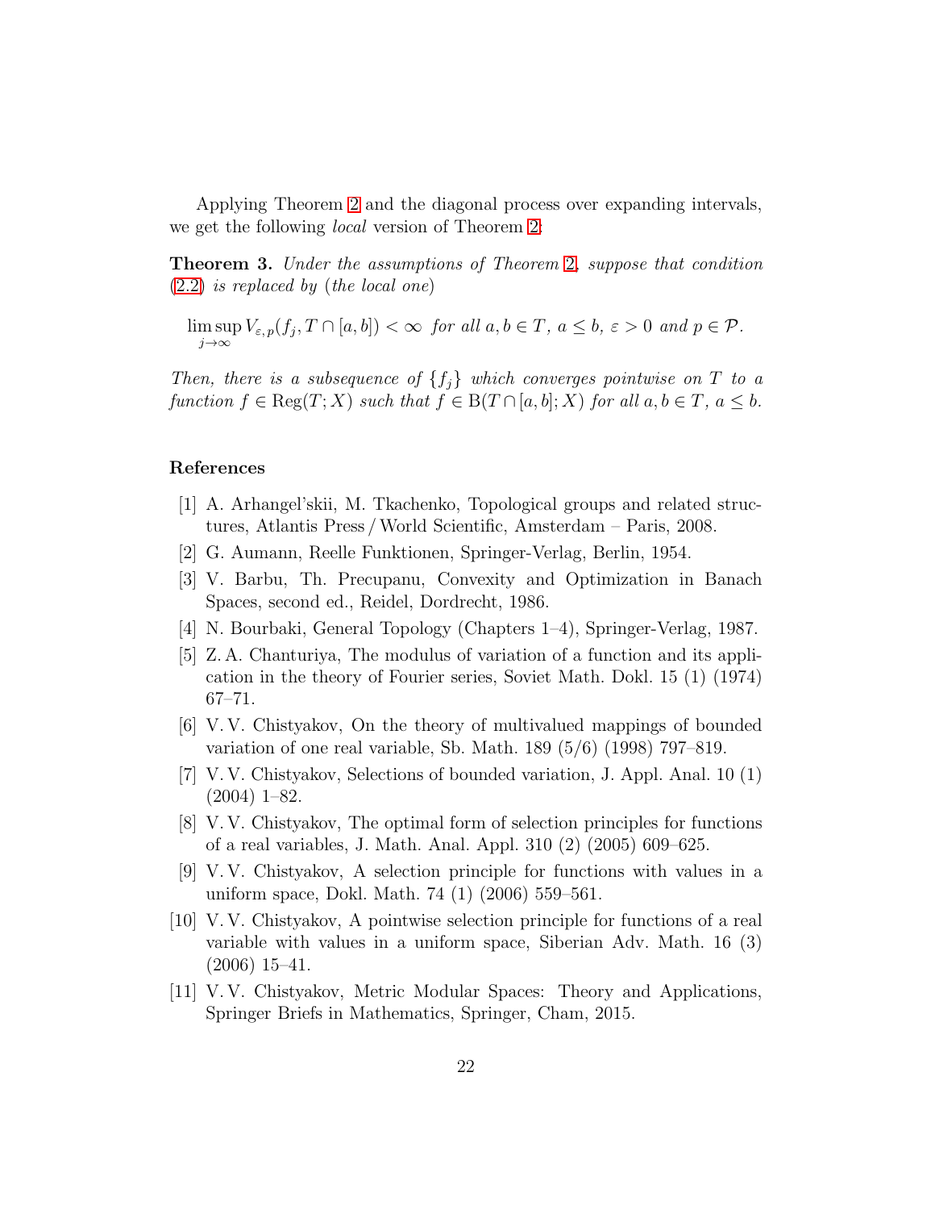Applying Theorem 2 and the diagonal process over expanding intervals, we get the following *local* version of Theorem 2:

**Theorem 3.** *Under the assumptions of Theorem 2, suppose that condition (2.2) is replaced by (the local one)*

$$\limsup_{j\to\infty} V_{\varepsilon,p}(f_j, T\cap[a,b]) < \infty \text{ for all } a,b \in T,\ a \le b,\ \varepsilon > 0 \text{ and } p \in \mathcal{P}.$$

*Then, there is a subsequence of* $\{f_j\}$ *which converges pointwise on* $T$ *to a function* $f \in \mathrm{Reg}(T;X)$ *such that* $f \in \mathrm{B}(T\cap[a,b];X)$ *for all* $a,b \in T$, $a \le b$.

## References

[1] A. Arhangel'skii, M. Tkachenko, Topological groups and related structures, Atlantis Press / World Scientific, Amsterdam – Paris, 2008.

[2] G. Aumann, Reelle Funktionen, Springer-Verlag, Berlin, 1954.

[3] V. Barbu, Th. Precupanu, Convexity and Optimization in Banach Spaces, second ed., Reidel, Dordrecht, 1986.

[4] N. Bourbaki, General Topology (Chapters 1–4), Springer-Verlag, 1987.

[5] Z. A. Chanturiya, The modulus of variation of a function and its application in the theory of Fourier series, Soviet Math. Dokl. 15 (1) (1974) 67–71.

[6] V. V. Chistyakov, On the theory of multivalued mappings of bounded variation of one real variable, Sb. Math. 189 (5/6) (1998) 797–819.

[7] V. V. Chistyakov, Selections of bounded variation, J. Appl. Anal. 10 (1) (2004) 1–82.

[8] V. V. Chistyakov, The optimal form of selection principles for functions of a real variables, J. Math. Anal. Appl. 310 (2) (2005) 609–625.

[9] V. V. Chistyakov, A selection principle for functions with values in a uniform space, Dokl. Math. 74 (1) (2006) 559–561.

[10] V. V. Chistyakov, A pointwise selection principle for functions of a real variable with values in a uniform space, Siberian Adv. Math. 16 (3) (2006) 15–41.

[11] V. V. Chistyakov, Metric Modular Spaces: Theory and Applications, Springer Briefs in Mathematics, Springer, Cham, 2015.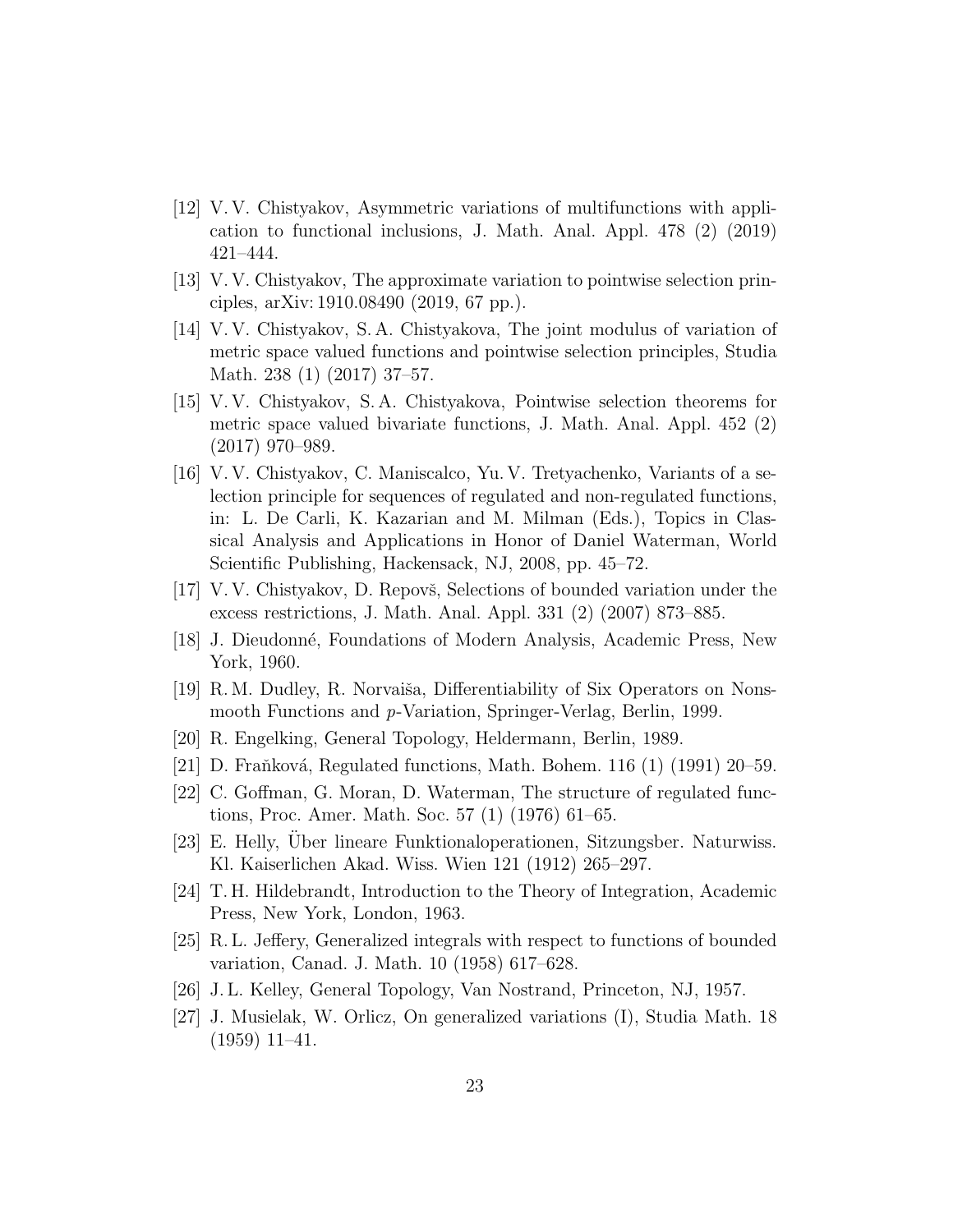[12] V. V. Chistyakov, Asymmetric variations of multifunctions with application to functional inclusions, J. Math. Anal. Appl. 478 (2) (2019) 421–444.

[13] V. V. Chistyakov, The approximate variation to pointwise selection principles, arXiv: 1910.08490 (2019, 67 pp.).

[14] V. V. Chistyakov, S. A. Chistyakova, The joint modulus of variation of metric space valued functions and pointwise selection principles, Studia Math. 238 (1) (2017) 37–57.

[15] V. V. Chistyakov, S. A. Chistyakova, Pointwise selection theorems for metric space valued bivariate functions, J. Math. Anal. Appl. 452 (2) (2017) 970–989.

[16] V. V. Chistyakov, C. Maniscalco, Yu. V. Tretyachenko, Variants of a selection principle for sequences of regulated and non-regulated functions, in: L. De Carli, K. Kazarian and M. Milman (Eds.), Topics in Classical Analysis and Applications in Honor of Daniel Waterman, World Scientific Publishing, Hackensack, NJ, 2008, pp. 45–72.

[17] V. V. Chistyakov, D. Repovš, Selections of bounded variation under the excess restrictions, J. Math. Anal. Appl. 331 (2) (2007) 873–885.

[18] J. Dieudonné, Foundations of Modern Analysis, Academic Press, New York, 1960.

[19] R. M. Dudley, R. Norvaiša, Differentiability of Six Operators on Nonsmooth Functions and $p$-Variation, Springer-Verlag, Berlin, 1999.

[20] R. Engelking, General Topology, Heldermann, Berlin, 1989.

[21] D. Fraňková, Regulated functions, Math. Bohem. 116 (1) (1991) 20–59.

[22] C. Goffman, G. Moran, D. Waterman, The structure of regulated functions, Proc. Amer. Math. Soc. 57 (1) (1976) 61–65.

[23] E. Helly, Über lineare Funktionaloperationen, Sitzungsber. Naturwiss. Kl. Kaiserlichen Akad. Wiss. Wien 121 (1912) 265–297.

[24] T. H. Hildebrandt, Introduction to the Theory of Integration, Academic Press, New York, London, 1963.

[25] R. L. Jeffery, Generalized integrals with respect to functions of bounded variation, Canad. J. Math. 10 (1958) 617–628.

[26] J. L. Kelley, General Topology, Van Nostrand, Princeton, NJ, 1957.

[27] J. Musielak, W. Orlicz, On generalized variations (I), Studia Math. 18 (1959) 11–41.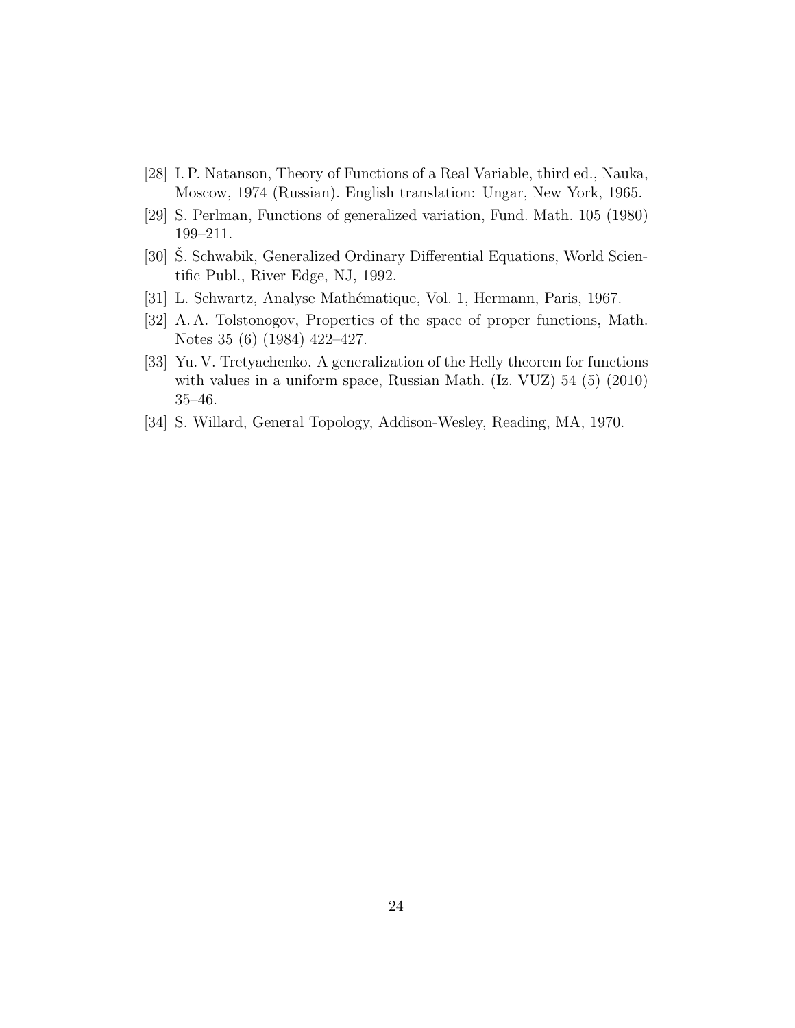[28] I. P. Natanson, Theory of Functions of a Real Variable, third ed., Nauka, Moscow, 1974 (Russian). English translation: Ungar, New York, 1965.

[29] S. Perlman, Functions of generalized variation, Fund. Math. 105 (1980) 199–211.

[30] Š. Schwabik, Generalized Ordinary Differential Equations, World Scientific Publ., River Edge, NJ, 1992.

[31] L. Schwartz, Analyse Mathématique, Vol. 1, Hermann, Paris, 1967.

[32] A. A. Tolstonogov, Properties of the space of proper functions, Math. Notes 35 (6) (1984) 422–427.

[33] Yu. V. Tretyachenko, A generalization of the Helly theorem for functions with values in a uniform space, Russian Math. (Iz. VUZ) 54 (5) (2010) 35–46.

[34] S. Willard, General Topology, Addison-Wesley, Reading, MA, 1970.